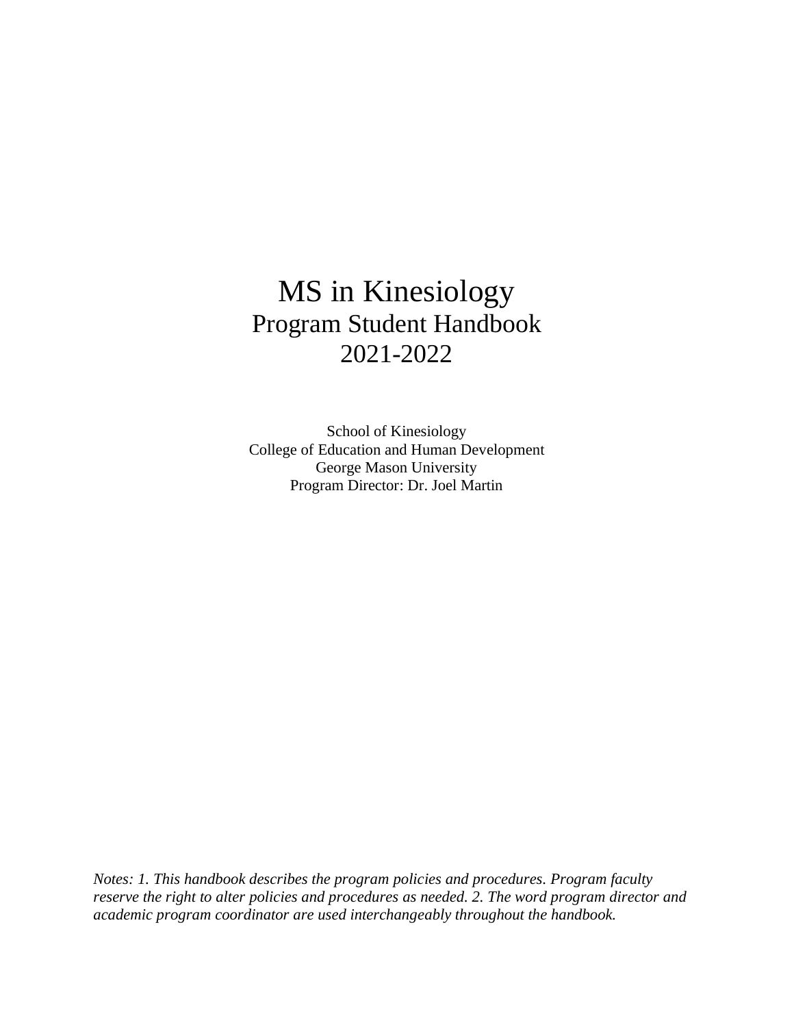# MS in Kinesiology

## Program Student Handbook

## 2021-2022

School of Kinesiology
College of Education and Human Development
George Mason University
Program Director: Dr. Joel Martin

*Notes: 1. This handbook describes the program policies and procedures. Program faculty reserve the right to alter policies and procedures as needed. 2. The word program director and academic program coordinator are used interchangeably throughout the handbook.*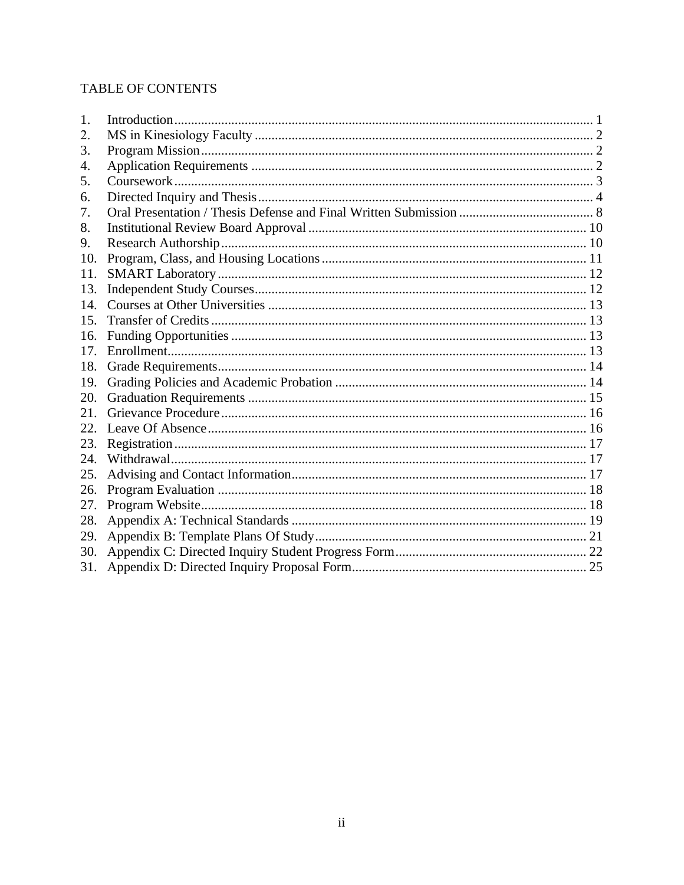# TABLE OF CONTENTS

1. Introduction ........ 1
2. MS in Kinesiology Faculty ........ 2
3. Program Mission ........ 2
4. Application Requirements ........ 2
5. Coursework ........ 3
6. Directed Inquiry and Thesis ........ 4
7. Oral Presentation / Thesis Defense and Final Written Submission ........ 8
8. Institutional Review Board Approval ........ 10
9. Research Authorship ........ 10
10. Program, Class, and Housing Locations ........ 11
11. SMART Laboratory ........ 12
13. Independent Study Courses ........ 12
14. Courses at Other Universities ........ 13
15. Transfer of Credits ........ 13
16. Funding Opportunities ........ 13
17. Enrollment ........ 13
18. Grade Requirements ........ 14
19. Grading Policies and Academic Probation ........ 14
20. Graduation Requirements ........ 15
21. Grievance Procedure ........ 16
22. Leave Of Absence ........ 16
23. Registration ........ 17
24. Withdrawal ........ 17
25. Advising and Contact Information ........ 17
26. Program Evaluation ........ 18
27. Program Website ........ 18
28. Appendix A: Technical Standards ........ 19
29. Appendix B: Template Plans Of Study ........ 21
30. Appendix C: Directed Inquiry Student Progress Form ........ 22
31. Appendix D: Directed Inquiry Proposal Form ........ 25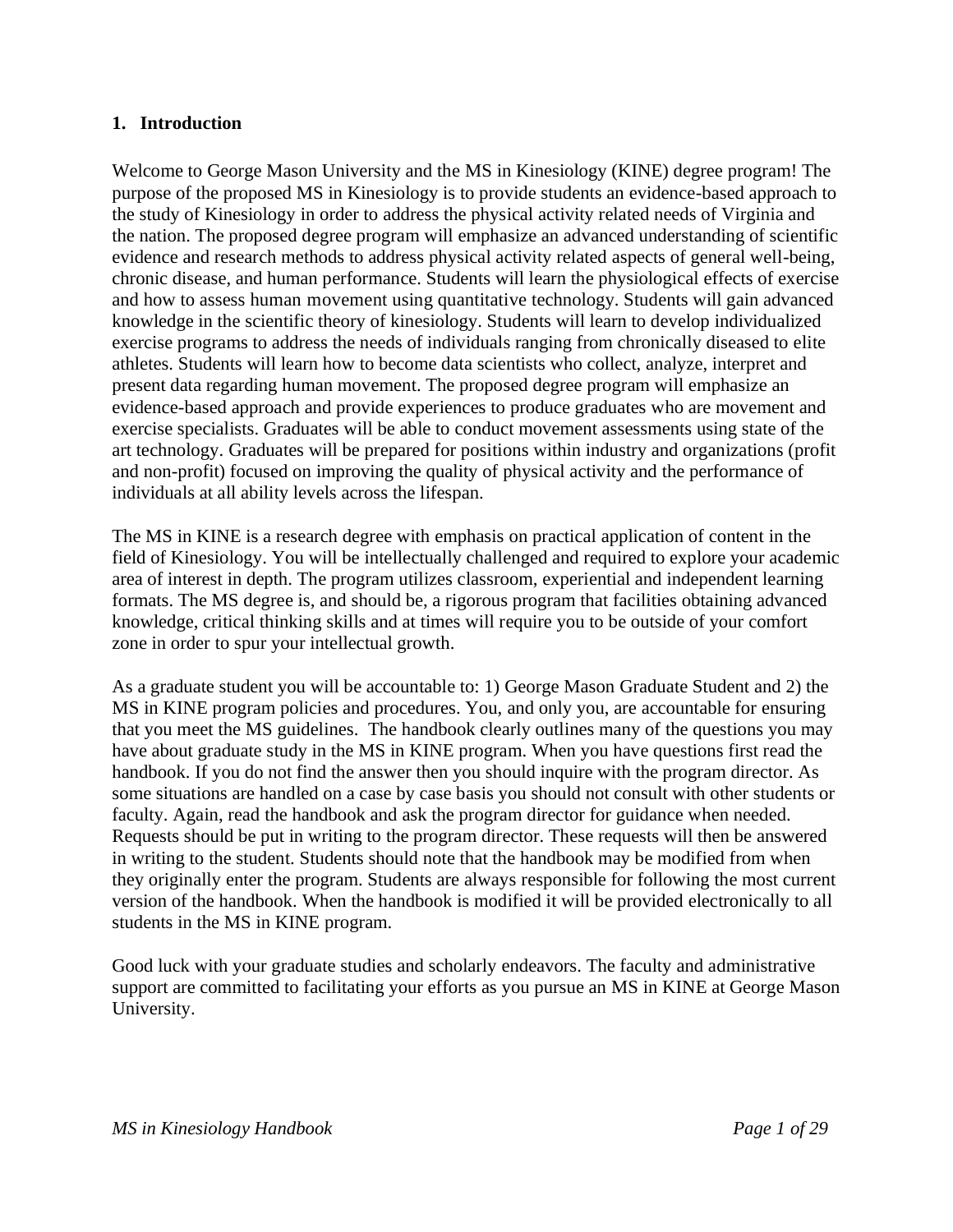## 1. Introduction

Welcome to George Mason University and the MS in Kinesiology (KINE) degree program! The purpose of the proposed MS in Kinesiology is to provide students an evidence-based approach to the study of Kinesiology in order to address the physical activity related needs of Virginia and the nation. The proposed degree program will emphasize an advanced understanding of scientific evidence and research methods to address physical activity related aspects of general well-being, chronic disease, and human performance. Students will learn the physiological effects of exercise and how to assess human movement using quantitative technology. Students will gain advanced knowledge in the scientific theory of kinesiology. Students will learn to develop individualized exercise programs to address the needs of individuals ranging from chronically diseased to elite athletes. Students will learn how to become data scientists who collect, analyze, interpret and present data regarding human movement. The proposed degree program will emphasize an evidence-based approach and provide experiences to produce graduates who are movement and exercise specialists. Graduates will be able to conduct movement assessments using state of the art technology. Graduates will be prepared for positions within industry and organizations (profit and non-profit) focused on improving the quality of physical activity and the performance of individuals at all ability levels across the lifespan.

The MS in KINE is a research degree with emphasis on practical application of content in the field of Kinesiology. You will be intellectually challenged and required to explore your academic area of interest in depth. The program utilizes classroom, experiential and independent learning formats. The MS degree is, and should be, a rigorous program that facilities obtaining advanced knowledge, critical thinking skills and at times will require you to be outside of your comfort zone in order to spur your intellectual growth.

As a graduate student you will be accountable to: 1) George Mason Graduate Student and 2) the MS in KINE program policies and procedures. You, and only you, are accountable for ensuring that you meet the MS guidelines. The handbook clearly outlines many of the questions you may have about graduate study in the MS in KINE program. When you have questions first read the handbook. If you do not find the answer then you should inquire with the program director. As some situations are handled on a case by case basis you should not consult with other students or faculty. Again, read the handbook and ask the program director for guidance when needed. Requests should be put in writing to the program director. These requests will then be answered in writing to the student. Students should note that the handbook may be modified from when they originally enter the program. Students are always responsible for following the most current version of the handbook. When the handbook is modified it will be provided electronically to all students in the MS in KINE program.

Good luck with your graduate studies and scholarly endeavors. The faculty and administrative support are committed to facilitating your efforts as you pursue an MS in KINE at George Mason University.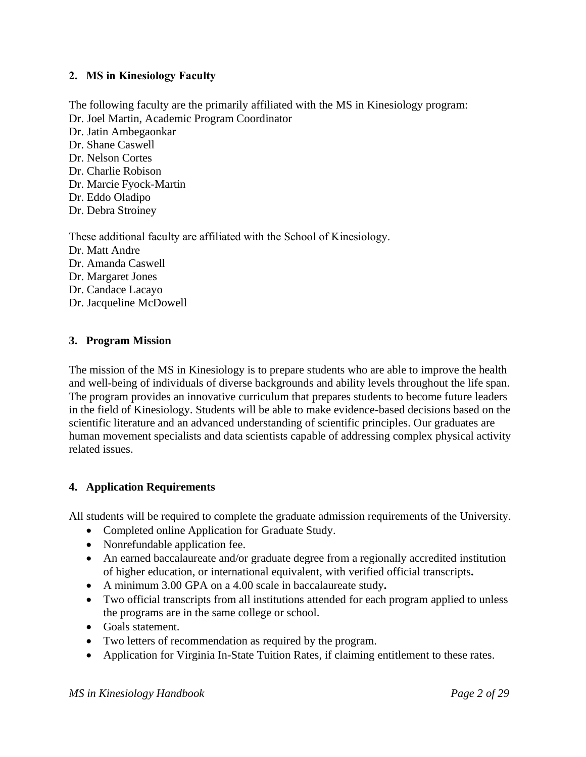## 2. MS in Kinesiology Faculty

The following faculty are the primarily affiliated with the MS in Kinesiology program:

Dr. Joel Martin, Academic Program Coordinator
Dr. Jatin Ambegaonkar
Dr. Shane Caswell
Dr. Nelson Cortes
Dr. Charlie Robison
Dr. Marcie Fyock-Martin
Dr. Eddo Oladipo
Dr. Debra Stroiney

These additional faculty are affiliated with the School of Kinesiology.

Dr. Matt Andre
Dr. Amanda Caswell
Dr. Margaret Jones
Dr. Candace Lacayo
Dr. Jacqueline McDowell

## 3. Program Mission

The mission of the MS in Kinesiology is to prepare students who are able to improve the health and well-being of individuals of diverse backgrounds and ability levels throughout the life span. The program provides an innovative curriculum that prepares students to become future leaders in the field of Kinesiology. Students will be able to make evidence-based decisions based on the scientific literature and an advanced understanding of scientific principles. Our graduates are human movement specialists and data scientists capable of addressing complex physical activity related issues.

## 4. Application Requirements

All students will be required to complete the graduate admission requirements of the University.

- Completed online Application for Graduate Study.
- Nonrefundable application fee.
- An earned baccalaureate and/or graduate degree from a regionally accredited institution of higher education, or international equivalent, with verified official transcripts**.**
- A minimum 3.00 GPA on a 4.00 scale in baccalaureate study**.**
- Two official transcripts from all institutions attended for each program applied to unless the programs are in the same college or school.
- Goals statement.
- Two letters of recommendation as required by the program.
- Application for Virginia In-State Tuition Rates, if claiming entitlement to these rates.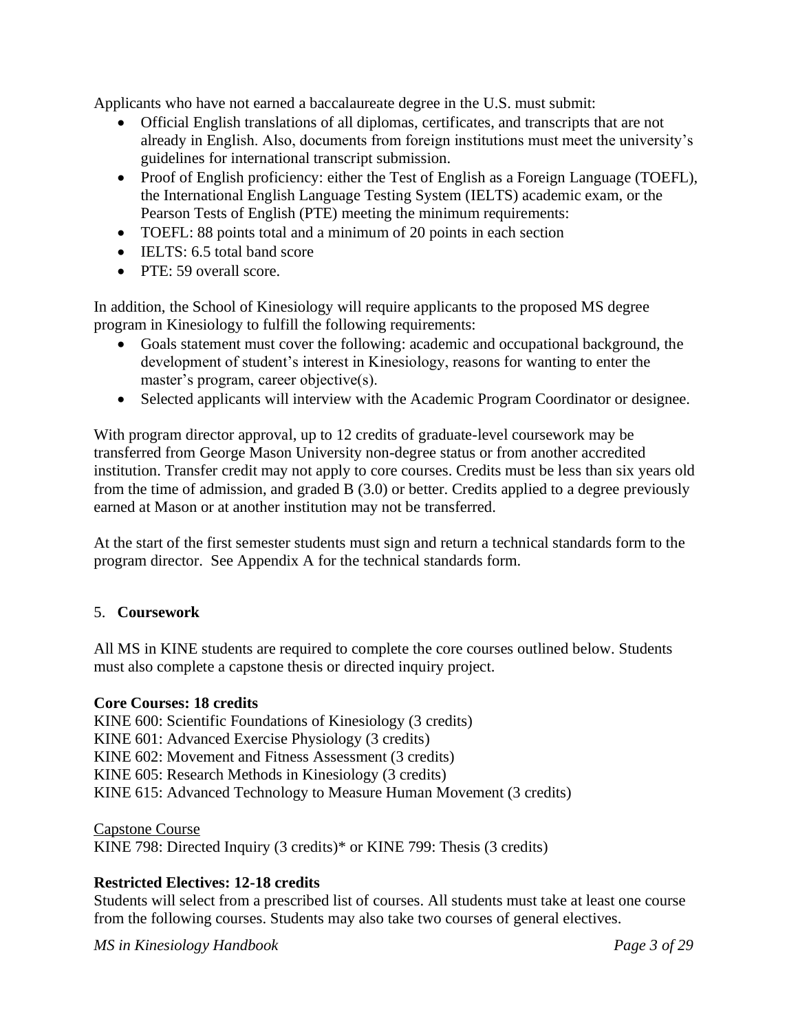Applicants who have not earned a baccalaureate degree in the U.S. must submit:

- Official English translations of all diplomas, certificates, and transcripts that are not already in English. Also, documents from foreign institutions must meet the university's guidelines for international transcript submission.
- Proof of English proficiency: either the Test of English as a Foreign Language (TOEFL), the International English Language Testing System (IELTS) academic exam, or the Pearson Tests of English (PTE) meeting the minimum requirements:
- TOEFL: 88 points total and a minimum of 20 points in each section
- IELTS: 6.5 total band score
- PTE: 59 overall score.

In addition, the School of Kinesiology will require applicants to the proposed MS degree program in Kinesiology to fulfill the following requirements:

- Goals statement must cover the following: academic and occupational background, the development of student's interest in Kinesiology, reasons for wanting to enter the master's program, career objective(s).
- Selected applicants will interview with the Academic Program Coordinator or designee.

With program director approval, up to 12 credits of graduate-level coursework may be transferred from George Mason University non-degree status or from another accredited institution. Transfer credit may not apply to core courses. Credits must be less than six years old from the time of admission, and graded B (3.0) or better. Credits applied to a degree previously earned at Mason or at another institution may not be transferred.

At the start of the first semester students must sign and return a technical standards form to the program director. See Appendix A for the technical standards form.

## 5. **Coursework**

All MS in KINE students are required to complete the core courses outlined below. Students must also complete a capstone thesis or directed inquiry project.

**Core Courses: 18 credits**

KINE 600: Scientific Foundations of Kinesiology (3 credits)
KINE 601: Advanced Exercise Physiology (3 credits)
KINE 602: Movement and Fitness Assessment (3 credits)
KINE 605: Research Methods in Kinesiology (3 credits)
KINE 615: Advanced Technology to Measure Human Movement (3 credits)

<u>Capstone Course</u>

KINE 798: Directed Inquiry (3 credits)* or KINE 799: Thesis (3 credits)

**Restricted Electives: 12-18 credits**

Students will select from a prescribed list of courses. All students must take at least one course from the following courses. Students may also take two courses of general electives.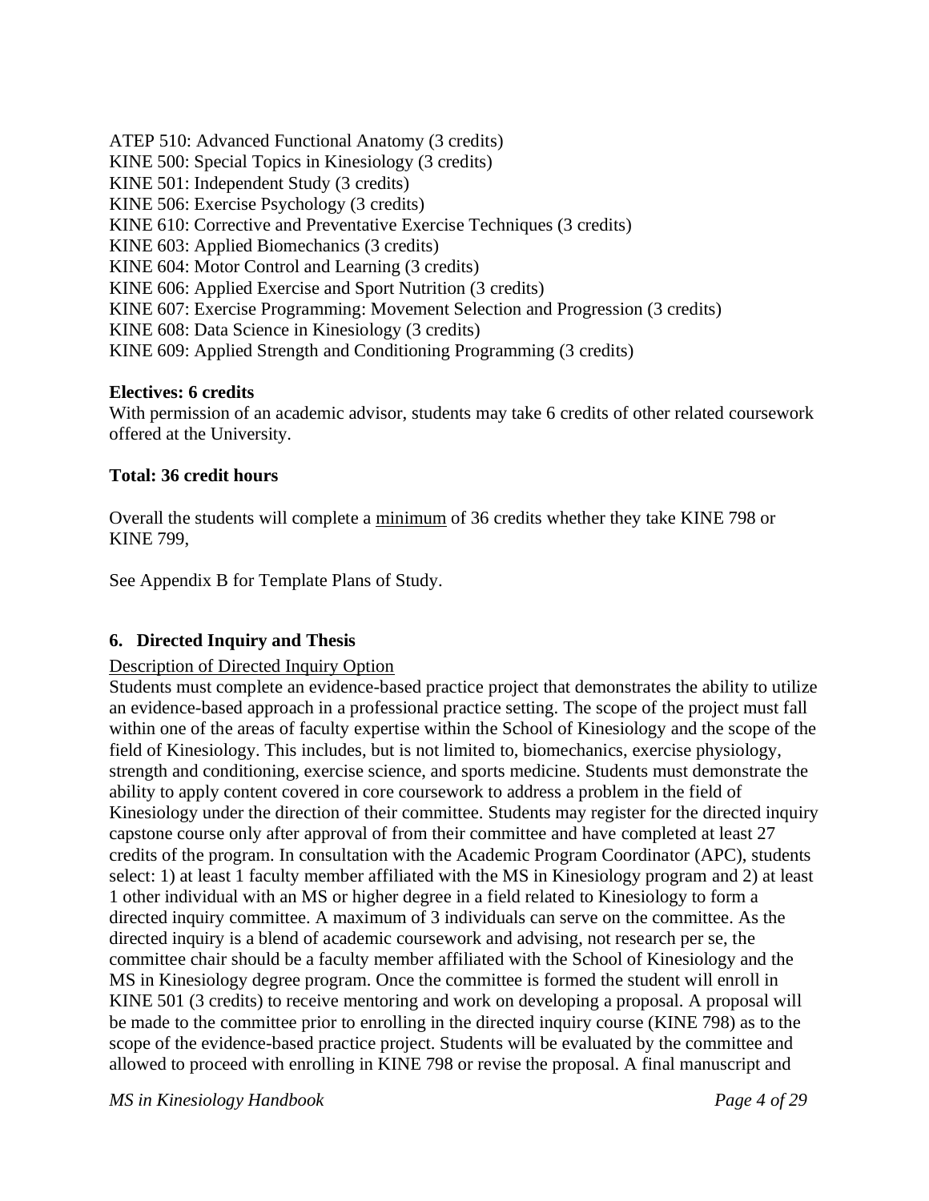ATEP 510: Advanced Functional Anatomy (3 credits)
KINE 500: Special Topics in Kinesiology (3 credits)
KINE 501: Independent Study (3 credits)
KINE 506: Exercise Psychology (3 credits)
KINE 610: Corrective and Preventative Exercise Techniques (3 credits)
KINE 603: Applied Biomechanics (3 credits)
KINE 604: Motor Control and Learning (3 credits)
KINE 606: Applied Exercise and Sport Nutrition (3 credits)
KINE 607: Exercise Programming: Movement Selection and Progression (3 credits)
KINE 608: Data Science in Kinesiology (3 credits)
KINE 609: Applied Strength and Conditioning Programming (3 credits)

**Electives: 6 credits**
With permission of an academic advisor, students may take 6 credits of other related coursework offered at the University.

**Total: 36 credit hours**

Overall the students will complete a minimum of 36 credits whether they take KINE 798 or KINE 799,

See Appendix B for Template Plans of Study.

### 6. Directed Inquiry and Thesis

Description of Directed Inquiry Option

Students must complete an evidence-based practice project that demonstrates the ability to utilize an evidence-based approach in a professional practice setting. The scope of the project must fall within one of the areas of faculty expertise within the School of Kinesiology and the scope of the field of Kinesiology. This includes, but is not limited to, biomechanics, exercise physiology, strength and conditioning, exercise science, and sports medicine. Students must demonstrate the ability to apply content covered in core coursework to address a problem in the field of Kinesiology under the direction of their committee. Students may register for the directed inquiry capstone course only after approval of from their committee and have completed at least 27 credits of the program. In consultation with the Academic Program Coordinator (APC), students select: 1) at least 1 faculty member affiliated with the MS in Kinesiology program and 2) at least 1 other individual with an MS or higher degree in a field related to Kinesiology to form a directed inquiry committee. A maximum of 3 individuals can serve on the committee. As the directed inquiry is a blend of academic coursework and advising, not research per se, the committee chair should be a faculty member affiliated with the School of Kinesiology and the MS in Kinesiology degree program. Once the committee is formed the student will enroll in KINE 501 (3 credits) to receive mentoring and work on developing a proposal. A proposal will be made to the committee prior to enrolling in the directed inquiry course (KINE 798) as to the scope of the evidence-based practice project. Students will be evaluated by the committee and allowed to proceed with enrolling in KINE 798 or revise the proposal. A final manuscript and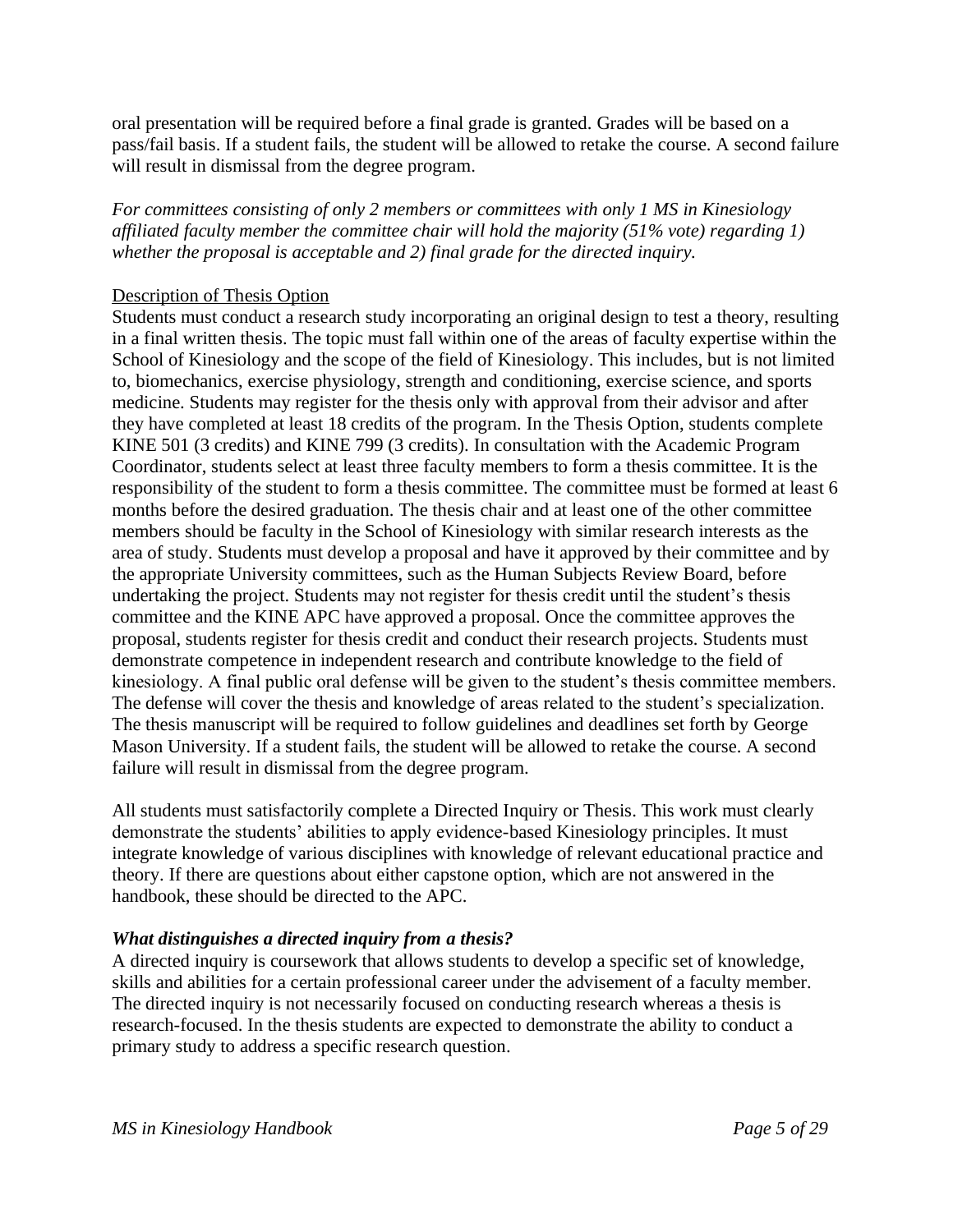oral presentation will be required before a final grade is granted. Grades will be based on a pass/fail basis. If a student fails, the student will be allowed to retake the course. A second failure will result in dismissal from the degree program.

*For committees consisting of only 2 members or committees with only 1 MS in Kinesiology affiliated faculty member the committee chair will hold the majority (51% vote) regarding 1) whether the proposal is acceptable and 2) final grade for the directed inquiry.*

<u>Description of Thesis Option</u>

Students must conduct a research study incorporating an original design to test a theory, resulting in a final written thesis. The topic must fall within one of the areas of faculty expertise within the School of Kinesiology and the scope of the field of Kinesiology. This includes, but is not limited to, biomechanics, exercise physiology, strength and conditioning, exercise science, and sports medicine. Students may register for the thesis only with approval from their advisor and after they have completed at least 18 credits of the program. In the Thesis Option, students complete KINE 501 (3 credits) and KINE 799 (3 credits). In consultation with the Academic Program Coordinator, students select at least three faculty members to form a thesis committee. It is the responsibility of the student to form a thesis committee. The committee must be formed at least 6 months before the desired graduation. The thesis chair and at least one of the other committee members should be faculty in the School of Kinesiology with similar research interests as the area of study. Students must develop a proposal and have it approved by their committee and by the appropriate University committees, such as the Human Subjects Review Board, before undertaking the project. Students may not register for thesis credit until the student's thesis committee and the KINE APC have approved a proposal. Once the committee approves the proposal, students register for thesis credit and conduct their research projects. Students must demonstrate competence in independent research and contribute knowledge to the field of kinesiology. A final public oral defense will be given to the student's thesis committee members. The defense will cover the thesis and knowledge of areas related to the student's specialization. The thesis manuscript will be required to follow guidelines and deadlines set forth by George Mason University. If a student fails, the student will be allowed to retake the course. A second failure will result in dismissal from the degree program.

All students must satisfactorily complete a Directed Inquiry or Thesis. This work must clearly demonstrate the students' abilities to apply evidence-based Kinesiology principles. It must integrate knowledge of various disciplines with knowledge of relevant educational practice and theory. If there are questions about either capstone option, which are not answered in the handbook, these should be directed to the APC.

***What distinguishes a directed inquiry from a thesis?***

A directed inquiry is coursework that allows students to develop a specific set of knowledge, skills and abilities for a certain professional career under the advisement of a faculty member. The directed inquiry is not necessarily focused on conducting research whereas a thesis is research-focused. In the thesis students are expected to demonstrate the ability to conduct a primary study to address a specific research question.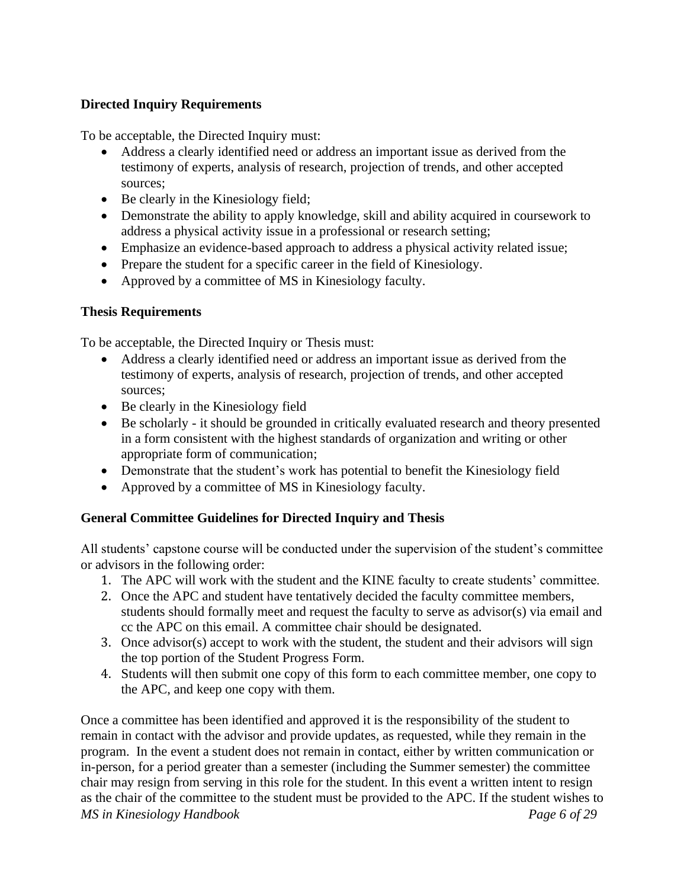### Directed Inquiry Requirements

To be acceptable, the Directed Inquiry must:

- Address a clearly identified need or address an important issue as derived from the testimony of experts, analysis of research, projection of trends, and other accepted sources;
- Be clearly in the Kinesiology field;
- Demonstrate the ability to apply knowledge, skill and ability acquired in coursework to address a physical activity issue in a professional or research setting;
- Emphasize an evidence-based approach to address a physical activity related issue;
- Prepare the student for a specific career in the field of Kinesiology.
- Approved by a committee of MS in Kinesiology faculty.

### Thesis Requirements

To be acceptable, the Directed Inquiry or Thesis must:

- Address a clearly identified need or address an important issue as derived from the testimony of experts, analysis of research, projection of trends, and other accepted sources;
- Be clearly in the Kinesiology field
- Be scholarly - it should be grounded in critically evaluated research and theory presented in a form consistent with the highest standards of organization and writing or other appropriate form of communication;
- Demonstrate that the student's work has potential to benefit the Kinesiology field
- Approved by a committee of MS in Kinesiology faculty.

### General Committee Guidelines for Directed Inquiry and Thesis

All students' capstone course will be conducted under the supervision of the student's committee or advisors in the following order:

1. The APC will work with the student and the KINE faculty to create students' committee.
2. Once the APC and student have tentatively decided the faculty committee members, students should formally meet and request the faculty to serve as advisor(s) via email and cc the APC on this email. A committee chair should be designated.
3. Once advisor(s) accept to work with the student, the student and their advisors will sign the top portion of the Student Progress Form.
4. Students will then submit one copy of this form to each committee member, one copy to the APC, and keep one copy with them.

Once a committee has been identified and approved it is the responsibility of the student to remain in contact with the advisor and provide updates, as requested, while they remain in the program. In the event a student does not remain in contact, either by written communication or in-person, for a period greater than a semester (including the Summer semester) the committee chair may resign from serving in this role for the student. In this event a written intent to resign as the chair of the committee to the student must be provided to the APC. If the student wishes to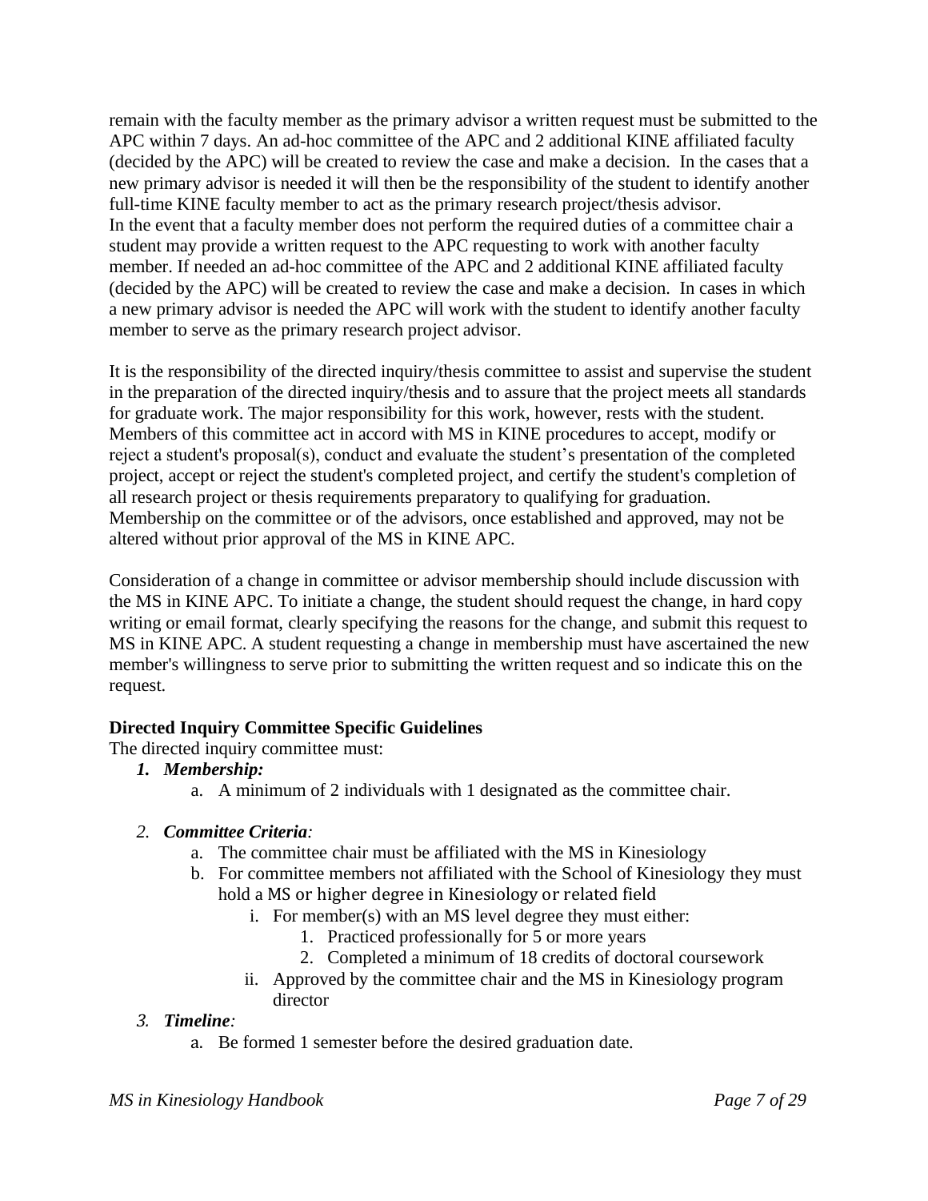remain with the faculty member as the primary advisor a written request must be submitted to the APC within 7 days. An ad-hoc committee of the APC and 2 additional KINE affiliated faculty (decided by the APC) will be created to review the case and make a decision. In the cases that a new primary advisor is needed it will then be the responsibility of the student to identify another full-time KINE faculty member to act as the primary research project/thesis advisor.
In the event that a faculty member does not perform the required duties of a committee chair a student may provide a written request to the APC requesting to work with another faculty member. If needed an ad-hoc committee of the APC and 2 additional KINE affiliated faculty (decided by the APC) will be created to review the case and make a decision. In cases in which a new primary advisor is needed the APC will work with the student to identify another faculty member to serve as the primary research project advisor.

It is the responsibility of the directed inquiry/thesis committee to assist and supervise the student in the preparation of the directed inquiry/thesis and to assure that the project meets all standards for graduate work. The major responsibility for this work, however, rests with the student. Members of this committee act in accord with MS in KINE procedures to accept, modify or reject a student's proposal(s), conduct and evaluate the student's presentation of the completed project, accept or reject the student's completed project, and certify the student's completion of all research project or thesis requirements preparatory to qualifying for graduation. Membership on the committee or of the advisors, once established and approved, may not be altered without prior approval of the MS in KINE APC.

Consideration of a change in committee or advisor membership should include discussion with the MS in KINE APC. To initiate a change, the student should request the change, in hard copy writing or email format, clearly specifying the reasons for the change, and submit this request to MS in KINE APC. A student requesting a change in membership must have ascertained the new member's willingness to serve prior to submitting the written request and so indicate this on the request.

**Directed Inquiry Committee Specific Guidelines**

The directed inquiry committee must:

1. ***Membership:***
   a. A minimum of 2 individuals with 1 designated as the committee chair.

2. ***Committee Criteria:***
   a. The committee chair must be affiliated with the MS in Kinesiology
   b. For committee members not affiliated with the School of Kinesiology they must hold a MS or higher degree in Kinesiology or related field
      i. For member(s) with an MS level degree they must either:
         1. Practiced professionally for 5 or more years
         2. Completed a minimum of 18 credits of doctoral coursework
      ii. Approved by the committee chair and the MS in Kinesiology program director

3. ***Timeline:***
   a. Be formed 1 semester before the desired graduation date.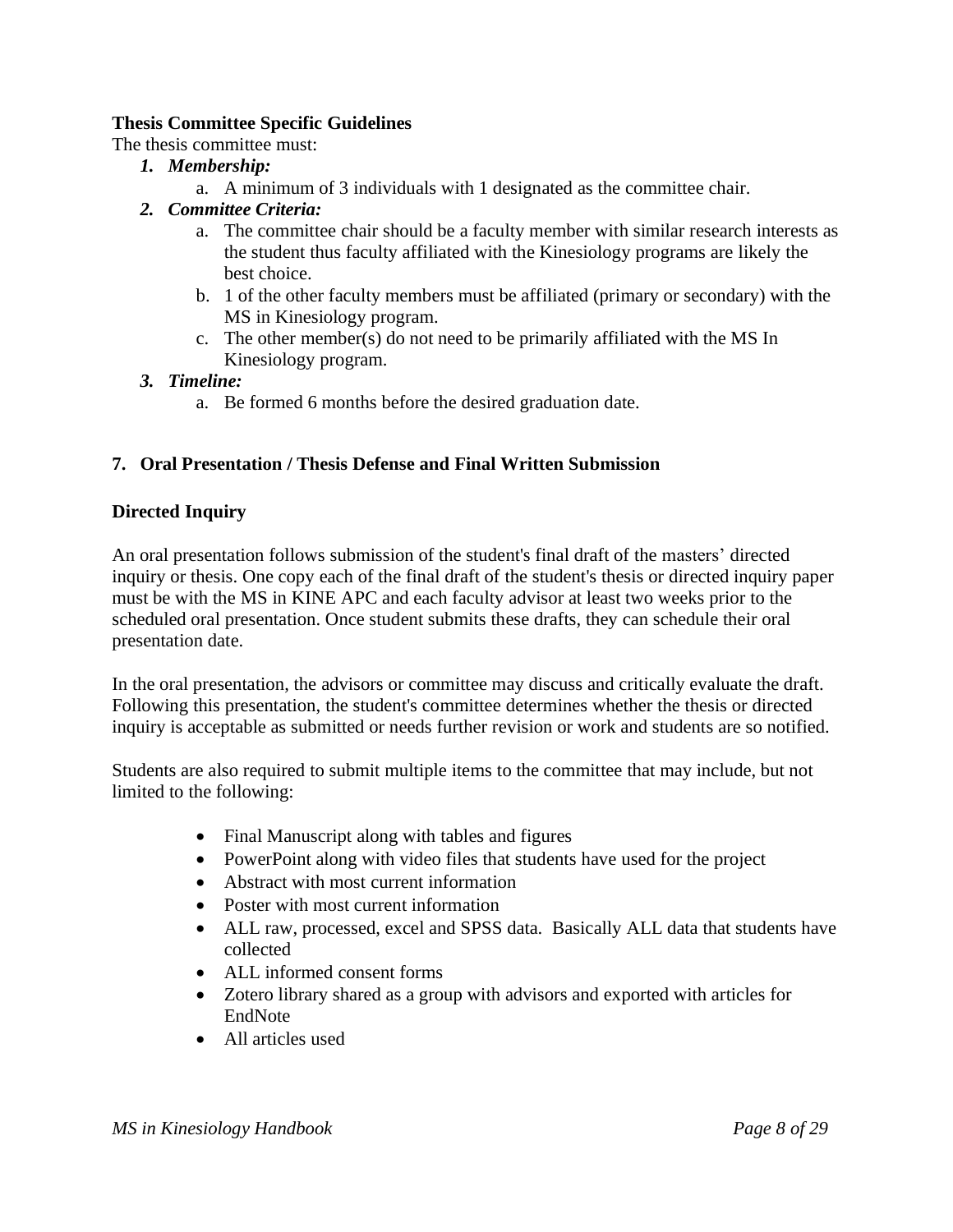**Thesis Committee Specific Guidelines**

The thesis committee must:

1. ***Membership:***
   a. A minimum of 3 individuals with 1 designated as the committee chair.
2. ***Committee Criteria:***
   a. The committee chair should be a faculty member with similar research interests as the student thus faculty affiliated with the Kinesiology programs are likely the best choice.
   b. 1 of the other faculty members must be affiliated (primary or secondary) with the MS in Kinesiology program.
   c. The other member(s) do not need to be primarily affiliated with the MS In Kinesiology program.
3. ***Timeline:***
   a. Be formed 6 months before the desired graduation date.

## 7. Oral Presentation / Thesis Defense and Final Written Submission

### Directed Inquiry

An oral presentation follows submission of the student's final draft of the masters' directed inquiry or thesis. One copy each of the final draft of the student's thesis or directed inquiry paper must be with the MS in KINE APC and each faculty advisor at least two weeks prior to the scheduled oral presentation. Once student submits these drafts, they can schedule their oral presentation date.

In the oral presentation, the advisors or committee may discuss and critically evaluate the draft. Following this presentation, the student's committee determines whether the thesis or directed inquiry is acceptable as submitted or needs further revision or work and students are so notified.

Students are also required to submit multiple items to the committee that may include, but not limited to the following:

- Final Manuscript along with tables and figures
- PowerPoint along with video files that students have used for the project
- Abstract with most current information
- Poster with most current information
- ALL raw, processed, excel and SPSS data. Basically ALL data that students have collected
- ALL informed consent forms
- Zotero library shared as a group with advisors and exported with articles for EndNote
- All articles used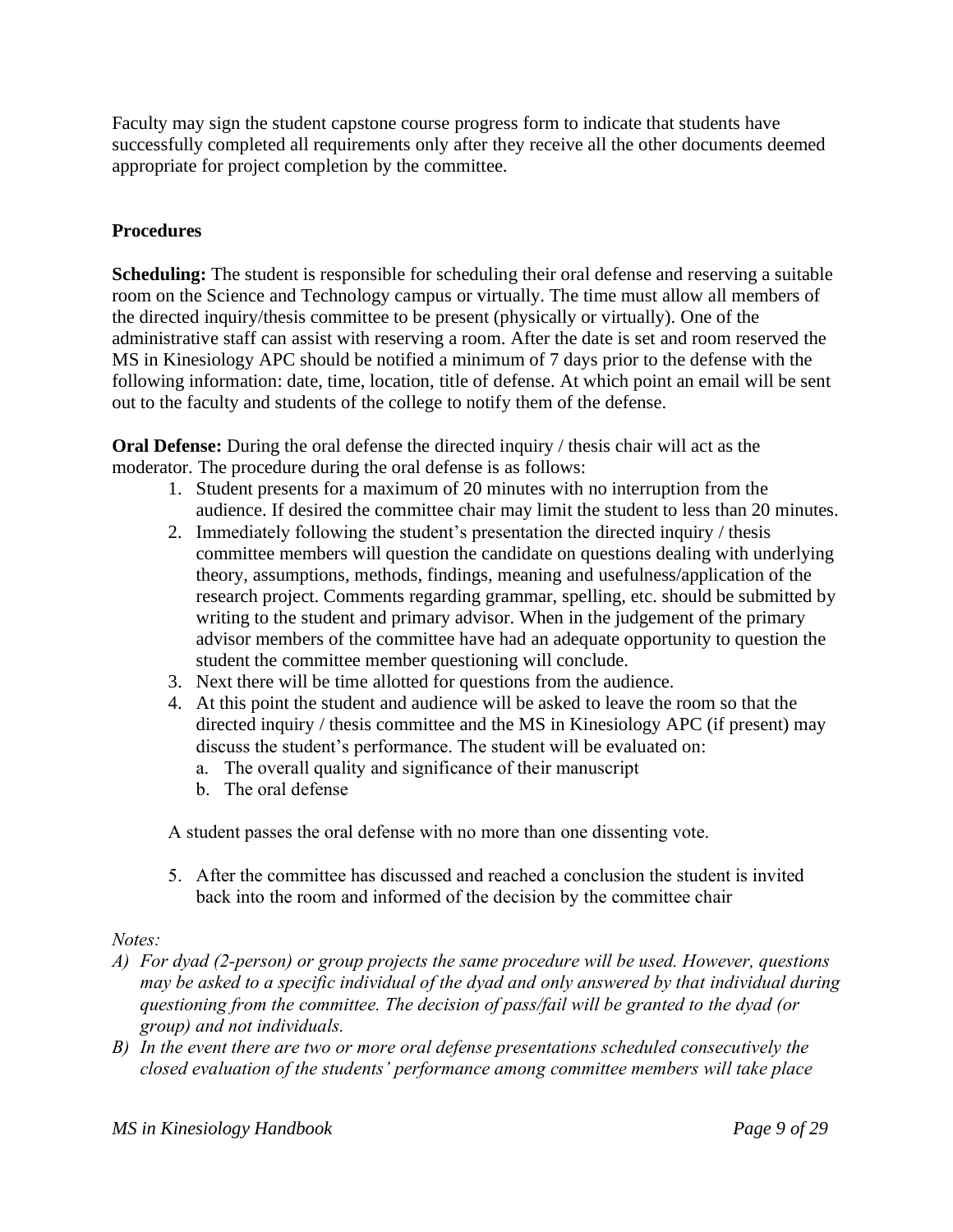Faculty may sign the student capstone course progress form to indicate that students have successfully completed all requirements only after they receive all the other documents deemed appropriate for project completion by the committee.

**Procedures**

**Scheduling:** The student is responsible for scheduling their oral defense and reserving a suitable room on the Science and Technology campus or virtually. The time must allow all members of the directed inquiry/thesis committee to be present (physically or virtually). One of the administrative staff can assist with reserving a room. After the date is set and room reserved the MS in Kinesiology APC should be notified a minimum of 7 days prior to the defense with the following information: date, time, location, title of defense. At which point an email will be sent out to the faculty and students of the college to notify them of the defense.

**Oral Defense:** During the oral defense the directed inquiry / thesis chair will act as the moderator. The procedure during the oral defense is as follows:

1. Student presents for a maximum of 20 minutes with no interruption from the audience. If desired the committee chair may limit the student to less than 20 minutes.
2. Immediately following the student's presentation the directed inquiry / thesis committee members will question the candidate on questions dealing with underlying theory, assumptions, methods, findings, meaning and usefulness/application of the research project. Comments regarding grammar, spelling, etc. should be submitted by writing to the student and primary advisor. When in the judgement of the primary advisor members of the committee have had an adequate opportunity to question the student the committee member questioning will conclude.
3. Next there will be time allotted for questions from the audience.
4. At this point the student and audience will be asked to leave the room so that the directed inquiry / thesis committee and the MS in Kinesiology APC (if present) may discuss the student's performance. The student will be evaluated on:
   a. The overall quality and significance of their manuscript
   b. The oral defense

   A student passes the oral defense with no more than one dissenting vote.

5. After the committee has discussed and reached a conclusion the student is invited back into the room and informed of the decision by the committee chair

*Notes:*

*A) For dyad (2-person) or group projects the same procedure will be used. However, questions may be asked to a specific individual of the dyad and only answered by that individual during questioning from the committee. The decision of pass/fail will be granted to the dyad (or group) and not individuals.*

*B) In the event there are two or more oral defense presentations scheduled consecutively the closed evaluation of the students' performance among committee members will take place*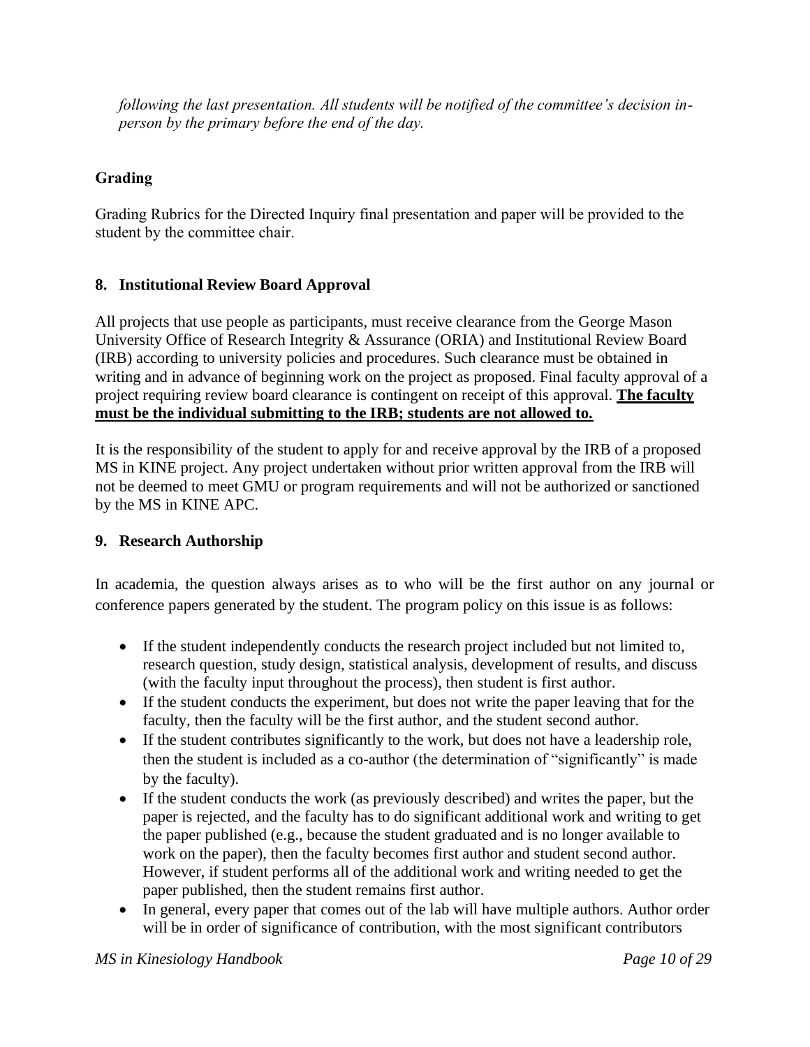*following the last presentation. All students will be notified of the committee's decision in-person by the primary before the end of the day.*

### Grading

Grading Rubrics for the Directed Inquiry final presentation and paper will be provided to the student by the committee chair.

### 8. Institutional Review Board Approval

All projects that use people as participants, must receive clearance from the George Mason University Office of Research Integrity & Assurance (ORIA) and Institutional Review Board (IRB) according to university policies and procedures. Such clearance must be obtained in writing and in advance of beginning work on the project as proposed. Final faculty approval of a project requiring review board clearance is contingent on receipt of this approval. **<u>The faculty must be the individual submitting to the IRB; students are not allowed to.</u>**

It is the responsibility of the student to apply for and receive approval by the IRB of a proposed MS in KINE project. Any project undertaken without prior written approval from the IRB will not be deemed to meet GMU or program requirements and will not be authorized or sanctioned by the MS in KINE APC.

### 9. Research Authorship

In academia, the question always arises as to who will be the first author on any journal or conference papers generated by the student. The program policy on this issue is as follows:

- If the student independently conducts the research project included but not limited to, research question, study design, statistical analysis, development of results, and discuss (with the faculty input throughout the process), then student is first author.
- If the student conducts the experiment, but does not write the paper leaving that for the faculty, then the faculty will be the first author, and the student second author.
- If the student contributes significantly to the work, but does not have a leadership role, then the student is included as a co-author (the determination of "significantly" is made by the faculty).
- If the student conducts the work (as previously described) and writes the paper, but the paper is rejected, and the faculty has to do significant additional work and writing to get the paper published (e.g., because the student graduated and is no longer available to work on the paper), then the faculty becomes first author and student second author. However, if student performs all of the additional work and writing needed to get the paper published, then the student remains first author.
- In general, every paper that comes out of the lab will have multiple authors. Author order will be in order of significance of contribution, with the most significant contributors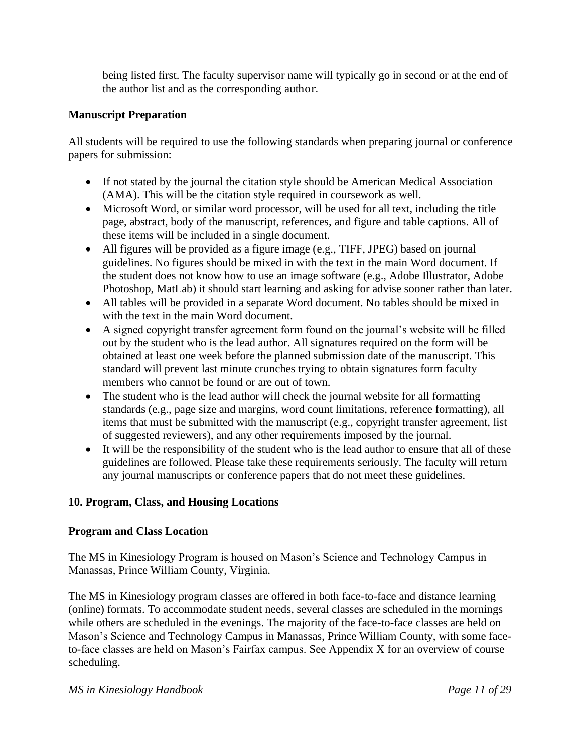being listed first. The faculty supervisor name will typically go in second or at the end of the author list and as the corresponding author.

**Manuscript Preparation**

All students will be required to use the following standards when preparing journal or conference papers for submission:

- If not stated by the journal the citation style should be American Medical Association (AMA). This will be the citation style required in coursework as well.
- Microsoft Word, or similar word processor, will be used for all text, including the title page, abstract, body of the manuscript, references, and figure and table captions. All of these items will be included in a single document.
- All figures will be provided as a figure image (e.g., TIFF, JPEG) based on journal guidelines. No figures should be mixed in with the text in the main Word document. If the student does not know how to use an image software (e.g., Adobe Illustrator, Adobe Photoshop, MatLab) it should start learning and asking for advise sooner rather than later.
- All tables will be provided in a separate Word document. No tables should be mixed in with the text in the main Word document.
- A signed copyright transfer agreement form found on the journal's website will be filled out by the student who is the lead author. All signatures required on the form will be obtained at least one week before the planned submission date of the manuscript. This standard will prevent last minute crunches trying to obtain signatures form faculty members who cannot be found or are out of town.
- The student who is the lead author will check the journal website for all formatting standards (e.g., page size and margins, word count limitations, reference formatting), all items that must be submitted with the manuscript (e.g., copyright transfer agreement, list of suggested reviewers), and any other requirements imposed by the journal.
- It will be the responsibility of the student who is the lead author to ensure that all of these guidelines are followed. Please take these requirements seriously. The faculty will return any journal manuscripts or conference papers that do not meet these guidelines.

## 10. Program, Class, and Housing Locations

**Program and Class Location**

The MS in Kinesiology Program is housed on Mason's Science and Technology Campus in Manassas, Prince William County, Virginia.

The MS in Kinesiology program classes are offered in both face-to-face and distance learning (online) formats. To accommodate student needs, several classes are scheduled in the mornings while others are scheduled in the evenings. The majority of the face-to-face classes are held on Mason's Science and Technology Campus in Manassas, Prince William County, with some face-to-face classes are held on Mason's Fairfax campus. See Appendix X for an overview of course scheduling.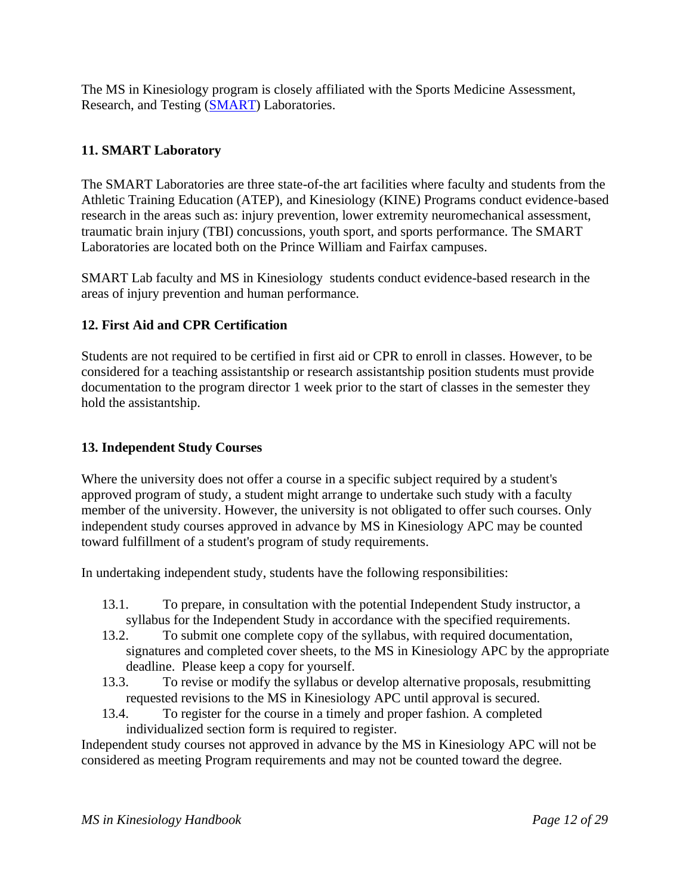The MS in Kinesiology program is closely affiliated with the Sports Medicine Assessment, Research, and Testing (SMART) Laboratories.

### 11. SMART Laboratory

The SMART Laboratories are three state-of-the art facilities where faculty and students from the Athletic Training Education (ATEP), and Kinesiology (KINE) Programs conduct evidence-based research in the areas such as: injury prevention, lower extremity neuromechanical assessment, traumatic brain injury (TBI) concussions, youth sport, and sports performance. The SMART Laboratories are located both on the Prince William and Fairfax campuses.

SMART Lab faculty and MS in Kinesiology students conduct evidence-based research in the areas of injury prevention and human performance.

### 12. First Aid and CPR Certification

Students are not required to be certified in first aid or CPR to enroll in classes. However, to be considered for a teaching assistantship or research assistantship position students must provide documentation to the program director 1 week prior to the start of classes in the semester they hold the assistantship.

### 13. Independent Study Courses

Where the university does not offer a course in a specific subject required by a student's approved program of study, a student might arrange to undertake such study with a faculty member of the university. However, the university is not obligated to offer such courses. Only independent study courses approved in advance by MS in Kinesiology APC may be counted toward fulfillment of a student's program of study requirements.

In undertaking independent study, students have the following responsibilities:

- 13.1. To prepare, in consultation with the potential Independent Study instructor, a syllabus for the Independent Study in accordance with the specified requirements.
- 13.2. To submit one complete copy of the syllabus, with required documentation, signatures and completed cover sheets, to the MS in Kinesiology APC by the appropriate deadline. Please keep a copy for yourself.
- 13.3. To revise or modify the syllabus or develop alternative proposals, resubmitting requested revisions to the MS in Kinesiology APC until approval is secured.
- 13.4. To register for the course in a timely and proper fashion. A completed individualized section form is required to register.

Independent study courses not approved in advance by the MS in Kinesiology APC will not be considered as meeting Program requirements and may not be counted toward the degree.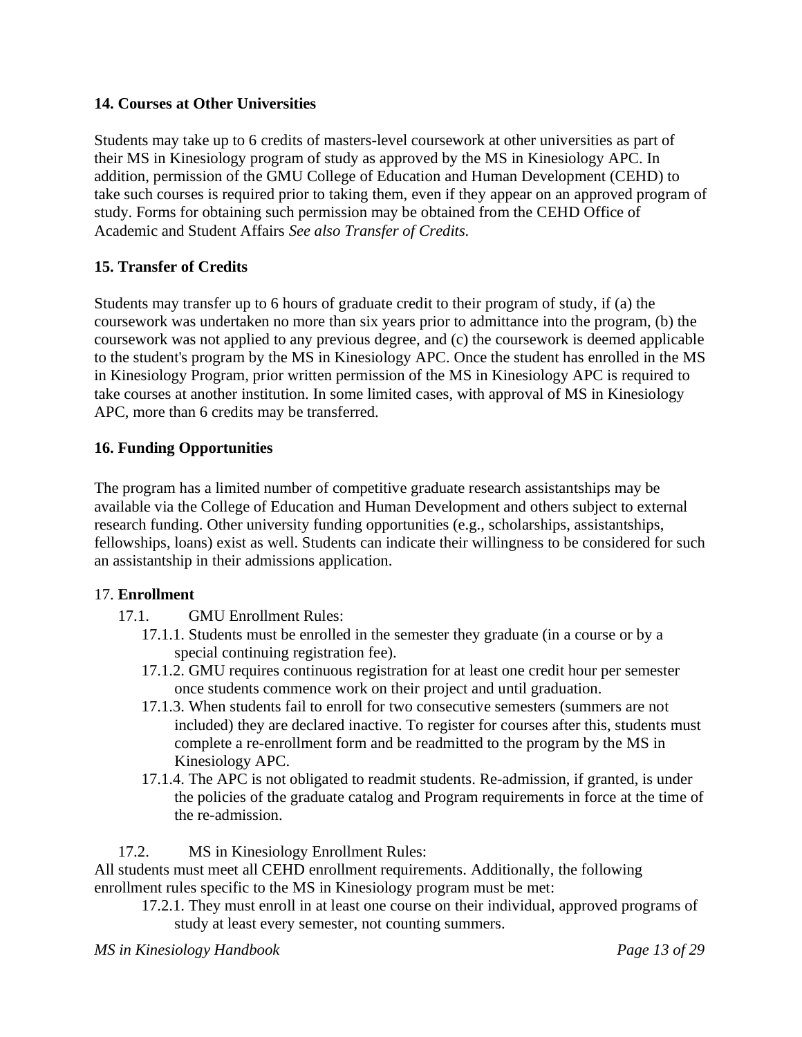## 14. Courses at Other Universities

Students may take up to 6 credits of masters-level coursework at other universities as part of their MS in Kinesiology program of study as approved by the MS in Kinesiology APC. In addition, permission of the GMU College of Education and Human Development (CEHD) to take such courses is required prior to taking them, even if they appear on an approved program of study. Forms for obtaining such permission may be obtained from the CEHD Office of Academic and Student Affairs *See also Transfer of Credits.*

## 15. Transfer of Credits

Students may transfer up to 6 hours of graduate credit to their program of study, if (a) the coursework was undertaken no more than six years prior to admittance into the program, (b) the coursework was not applied to any previous degree, and (c) the coursework is deemed applicable to the student's program by the MS in Kinesiology APC. Once the student has enrolled in the MS in Kinesiology Program, prior written permission of the MS in Kinesiology APC is required to take courses at another institution. In some limited cases, with approval of MS in Kinesiology APC, more than 6 credits may be transferred.

## 16. Funding Opportunities

The program has a limited number of competitive graduate research assistantships may be available via the College of Education and Human Development and others subject to external research funding. Other university funding opportunities (e.g., scholarships, assistantships, fellowships, loans) exist as well. Students can indicate their willingness to be considered for such an assistantship in their admissions application.

## 17. **Enrollment**

- 17.1. GMU Enrollment Rules:
  - 17.1.1. Students must be enrolled in the semester they graduate (in a course or by a special continuing registration fee).
  - 17.1.2. GMU requires continuous registration for at least one credit hour per semester once students commence work on their project and until graduation.
  - 17.1.3. When students fail to enroll for two consecutive semesters (summers are not included) they are declared inactive. To register for courses after this, students must complete a re-enrollment form and be readmitted to the program by the MS in Kinesiology APC.
  - 17.1.4. The APC is not obligated to readmit students. Re-admission, if granted, is under the policies of the graduate catalog and Program requirements in force at the time of the re-admission.
- 17.2. MS in Kinesiology Enrollment Rules:

All students must meet all CEHD enrollment requirements. Additionally, the following enrollment rules specific to the MS in Kinesiology program must be met:

- 17.2.1. They must enroll in at least one course on their individual, approved programs of study at least every semester, not counting summers.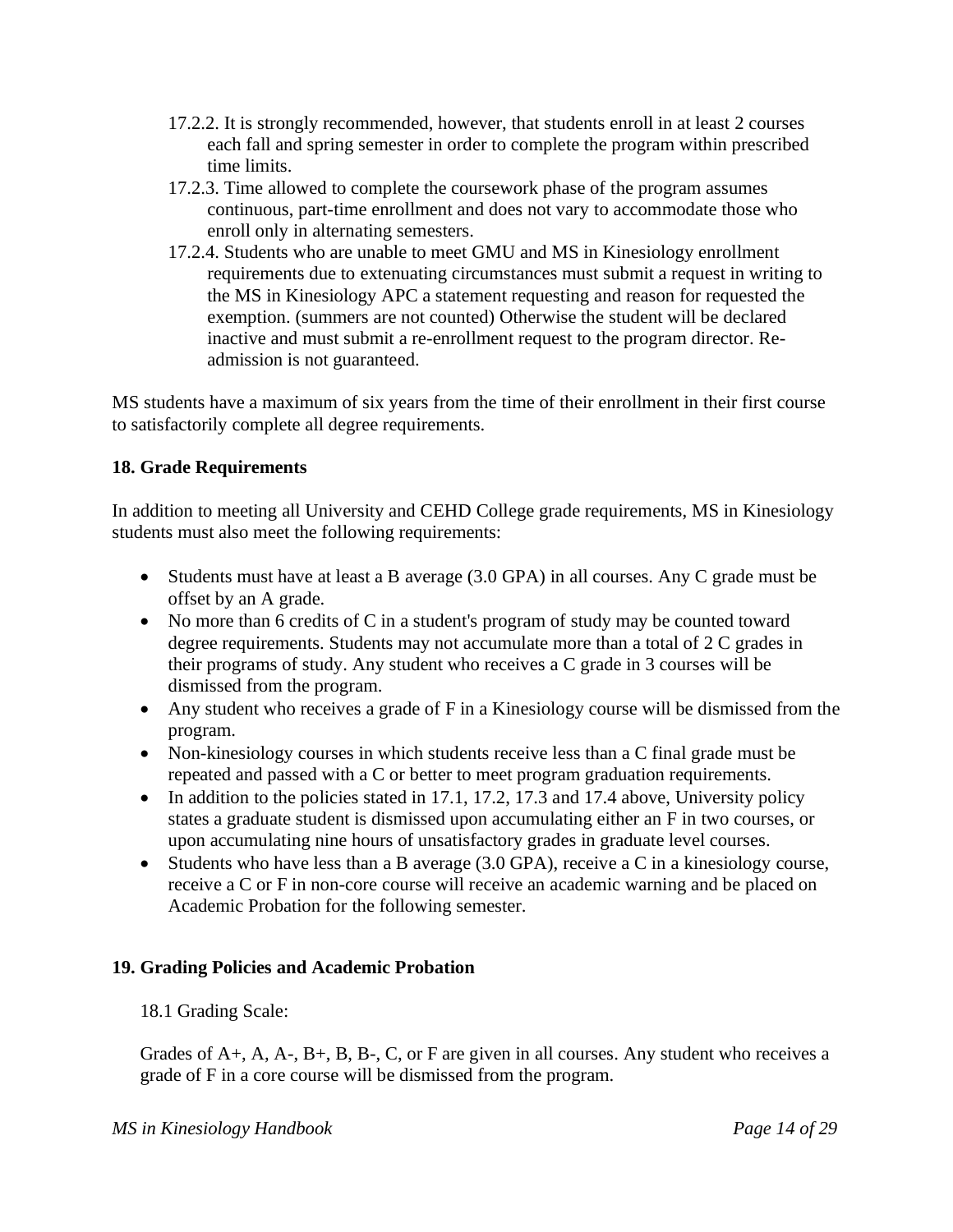17.2.2. It is strongly recommended, however, that students enroll in at least 2 courses each fall and spring semester in order to complete the program within prescribed time limits.

17.2.3. Time allowed to complete the coursework phase of the program assumes continuous, part-time enrollment and does not vary to accommodate those who enroll only in alternating semesters.

17.2.4. Students who are unable to meet GMU and MS in Kinesiology enrollment requirements due to extenuating circumstances must submit a request in writing to the MS in Kinesiology APC a statement requesting and reason for requested the exemption. (summers are not counted) Otherwise the student will be declared inactive and must submit a re-enrollment request to the program director. Re-admission is not guaranteed.

MS students have a maximum of six years from the time of their enrollment in their first course to satisfactorily complete all degree requirements.

**18. Grade Requirements**

In addition to meeting all University and CEHD College grade requirements, MS in Kinesiology students must also meet the following requirements:

- Students must have at least a B average (3.0 GPA) in all courses. Any C grade must be offset by an A grade.
- No more than 6 credits of C in a student's program of study may be counted toward degree requirements. Students may not accumulate more than a total of 2 C grades in their programs of study. Any student who receives a C grade in 3 courses will be dismissed from the program.
- Any student who receives a grade of F in a Kinesiology course will be dismissed from the program.
- Non-kinesiology courses in which students receive less than a C final grade must be repeated and passed with a C or better to meet program graduation requirements.
- In addition to the policies stated in 17.1, 17.2, 17.3 and 17.4 above, University policy states a graduate student is dismissed upon accumulating either an F in two courses, or upon accumulating nine hours of unsatisfactory grades in graduate level courses.
- Students who have less than a B average (3.0 GPA), receive a C in a kinesiology course, receive a C or F in non-core course will receive an academic warning and be placed on Academic Probation for the following semester.

**19. Grading Policies and Academic Probation**

18.1 Grading Scale:

Grades of A+, A, A-, B+, B, B-, C, or F are given in all courses. Any student who receives a grade of F in a core course will be dismissed from the program.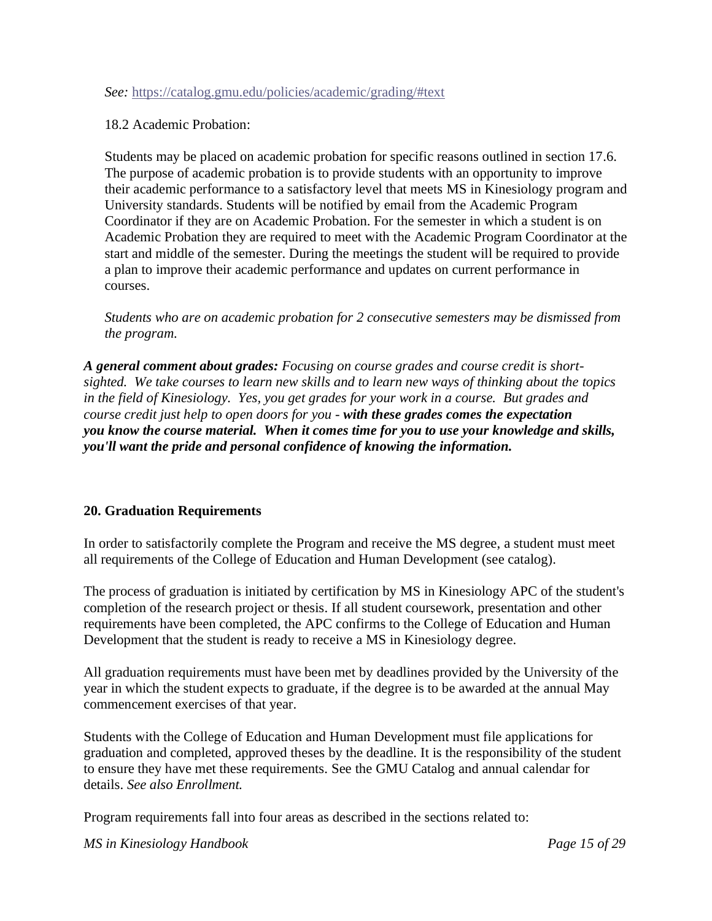*See:* https://catalog.gmu.edu/policies/academic/grading/#text

18.2 Academic Probation:

Students may be placed on academic probation for specific reasons outlined in section 17.6. The purpose of academic probation is to provide students with an opportunity to improve their academic performance to a satisfactory level that meets MS in Kinesiology program and University standards. Students will be notified by email from the Academic Program Coordinator if they are on Academic Probation. For the semester in which a student is on Academic Probation they are required to meet with the Academic Program Coordinator at the start and middle of the semester. During the meetings the student will be required to provide a plan to improve their academic performance and updates on current performance in courses.

*Students who are on academic probation for 2 consecutive semesters may be dismissed from the program.*

***A general comment about grades:*** *Focusing on course grades and course credit is short-sighted. We take courses to learn new skills and to learn new ways of thinking about the topics in the field of Kinesiology. Yes, you get grades for your work in a course. But grades and course credit just help to open doors for you -* ***with these grades comes the expectation you know the course material. When it comes time for you to use your knowledge and skills, you'll want the pride and personal confidence of knowing the information.***

## 20. Graduation Requirements

In order to satisfactorily complete the Program and receive the MS degree, a student must meet all requirements of the College of Education and Human Development (see catalog).

The process of graduation is initiated by certification by MS in Kinesiology APC of the student's completion of the research project or thesis. If all student coursework, presentation and other requirements have been completed, the APC confirms to the College of Education and Human Development that the student is ready to receive a MS in Kinesiology degree.

All graduation requirements must have been met by deadlines provided by the University of the year in which the student expects to graduate, if the degree is to be awarded at the annual May commencement exercises of that year.

Students with the College of Education and Human Development must file applications for graduation and completed, approved theses by the deadline. It is the responsibility of the student to ensure they have met these requirements. See the GMU Catalog and annual calendar for details. *See also Enrollment.*

Program requirements fall into four areas as described in the sections related to: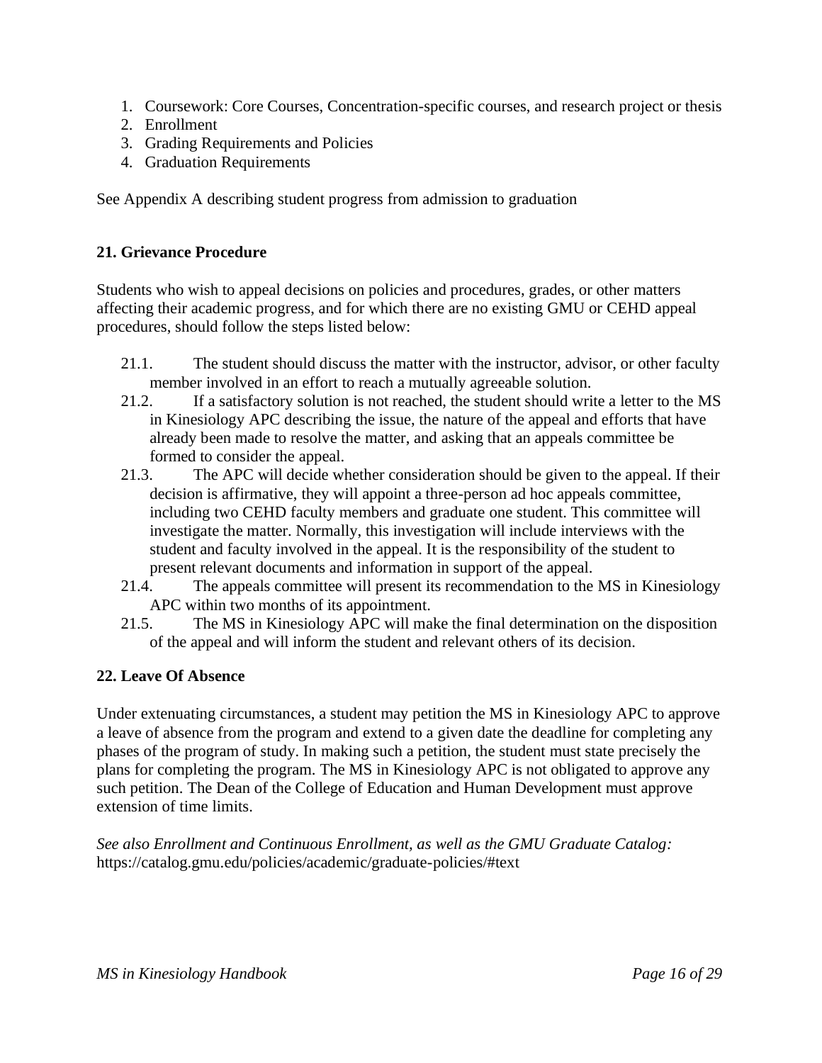1. Coursework: Core Courses, Concentration-specific courses, and research project or thesis
2. Enrollment
3. Grading Requirements and Policies
4. Graduation Requirements

See Appendix A describing student progress from admission to graduation

## 21. Grievance Procedure

Students who wish to appeal decisions on policies and procedures, grades, or other matters affecting their academic progress, and for which there are no existing GMU or CEHD appeal procedures, should follow the steps listed below:

- 21.1. The student should discuss the matter with the instructor, advisor, or other faculty member involved in an effort to reach a mutually agreeable solution.
- 21.2. If a satisfactory solution is not reached, the student should write a letter to the MS in Kinesiology APC describing the issue, the nature of the appeal and efforts that have already been made to resolve the matter, and asking that an appeals committee be formed to consider the appeal.
- 21.3. The APC will decide whether consideration should be given to the appeal. If their decision is affirmative, they will appoint a three-person ad hoc appeals committee, including two CEHD faculty members and graduate one student. This committee will investigate the matter. Normally, this investigation will include interviews with the student and faculty involved in the appeal. It is the responsibility of the student to present relevant documents and information in support of the appeal.
- 21.4. The appeals committee will present its recommendation to the MS in Kinesiology APC within two months of its appointment.
- 21.5. The MS in Kinesiology APC will make the final determination on the disposition of the appeal and will inform the student and relevant others of its decision.

## 22. Leave Of Absence

Under extenuating circumstances, a student may petition the MS in Kinesiology APC to approve a leave of absence from the program and extend to a given date the deadline for completing any phases of the program of study. In making such a petition, the student must state precisely the plans for completing the program. The MS in Kinesiology APC is not obligated to approve any such petition. The Dean of the College of Education and Human Development must approve extension of time limits.

*See also Enrollment and Continuous Enrollment, as well as the GMU Graduate Catalog:* https://catalog.gmu.edu/policies/academic/graduate-policies/#text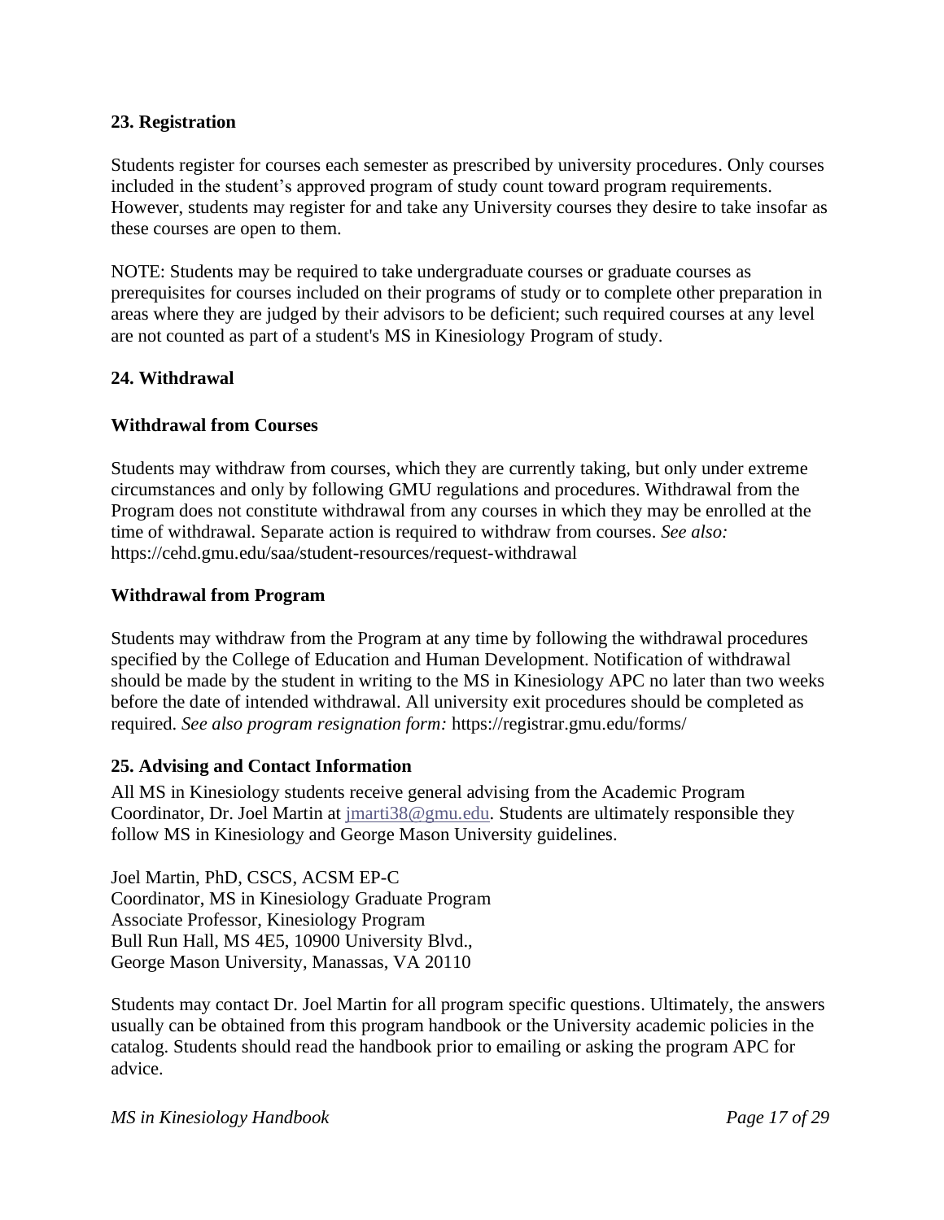## 23. Registration

Students register for courses each semester as prescribed by university procedures. Only courses included in the student's approved program of study count toward program requirements. However, students may register for and take any University courses they desire to take insofar as these courses are open to them.

NOTE: Students may be required to take undergraduate courses or graduate courses as prerequisites for courses included on their programs of study or to complete other preparation in areas where they are judged by their advisors to be deficient; such required courses at any level are not counted as part of a student's MS in Kinesiology Program of study.

## 24. Withdrawal

### Withdrawal from Courses

Students may withdraw from courses, which they are currently taking, but only under extreme circumstances and only by following GMU regulations and procedures. Withdrawal from the Program does not constitute withdrawal from any courses in which they may be enrolled at the time of withdrawal. Separate action is required to withdraw from courses. *See also:* https://cehd.gmu.edu/saa/student-resources/request-withdrawal

### Withdrawal from Program

Students may withdraw from the Program at any time by following the withdrawal procedures specified by the College of Education and Human Development. Notification of withdrawal should be made by the student in writing to the MS in Kinesiology APC no later than two weeks before the date of intended withdrawal. All university exit procedures should be completed as required. *See also program resignation form:* https://registrar.gmu.edu/forms/

## 25. Advising and Contact Information

All MS in Kinesiology students receive general advising from the Academic Program Coordinator, Dr. Joel Martin at [jmarti38@gmu.edu](mailto:jmarti38@gmu.edu). Students are ultimately responsible they follow MS in Kinesiology and George Mason University guidelines.

Joel Martin, PhD, CSCS, ACSM EP-C
Coordinator, MS in Kinesiology Graduate Program
Associate Professor, Kinesiology Program
Bull Run Hall, MS 4E5, 10900 University Blvd.,
George Mason University, Manassas, VA 20110

Students may contact Dr. Joel Martin for all program specific questions. Ultimately, the answers usually can be obtained from this program handbook or the University academic policies in the catalog. Students should read the handbook prior to emailing or asking the program APC for advice.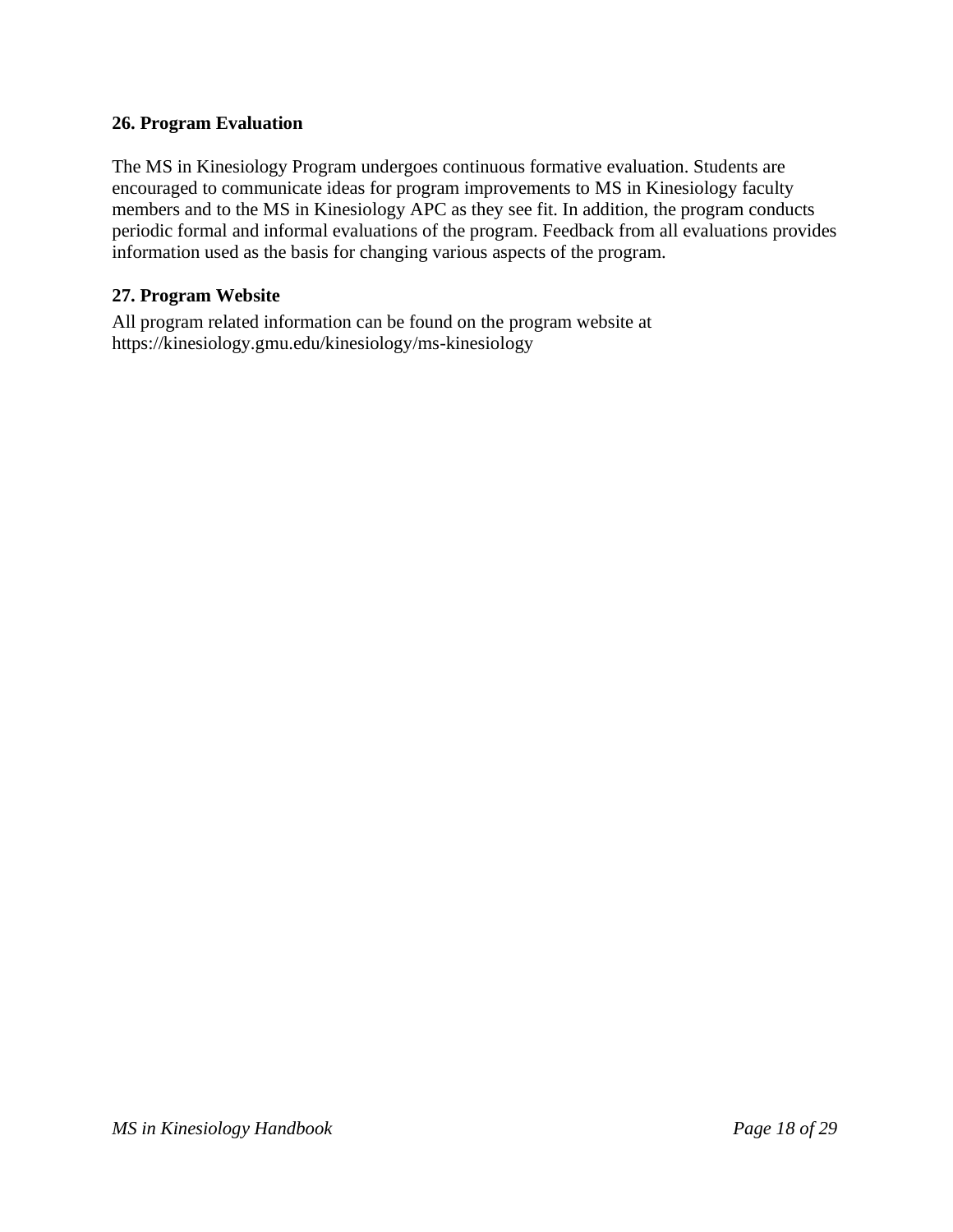## 26. Program Evaluation

The MS in Kinesiology Program undergoes continuous formative evaluation. Students are encouraged to communicate ideas for program improvements to MS in Kinesiology faculty members and to the MS in Kinesiology APC as they see fit. In addition, the program conducts periodic formal and informal evaluations of the program. Feedback from all evaluations provides information used as the basis for changing various aspects of the program.

## 27. Program Website

All program related information can be found on the program website at https://kinesiology.gmu.edu/kinesiology/ms-kinesiology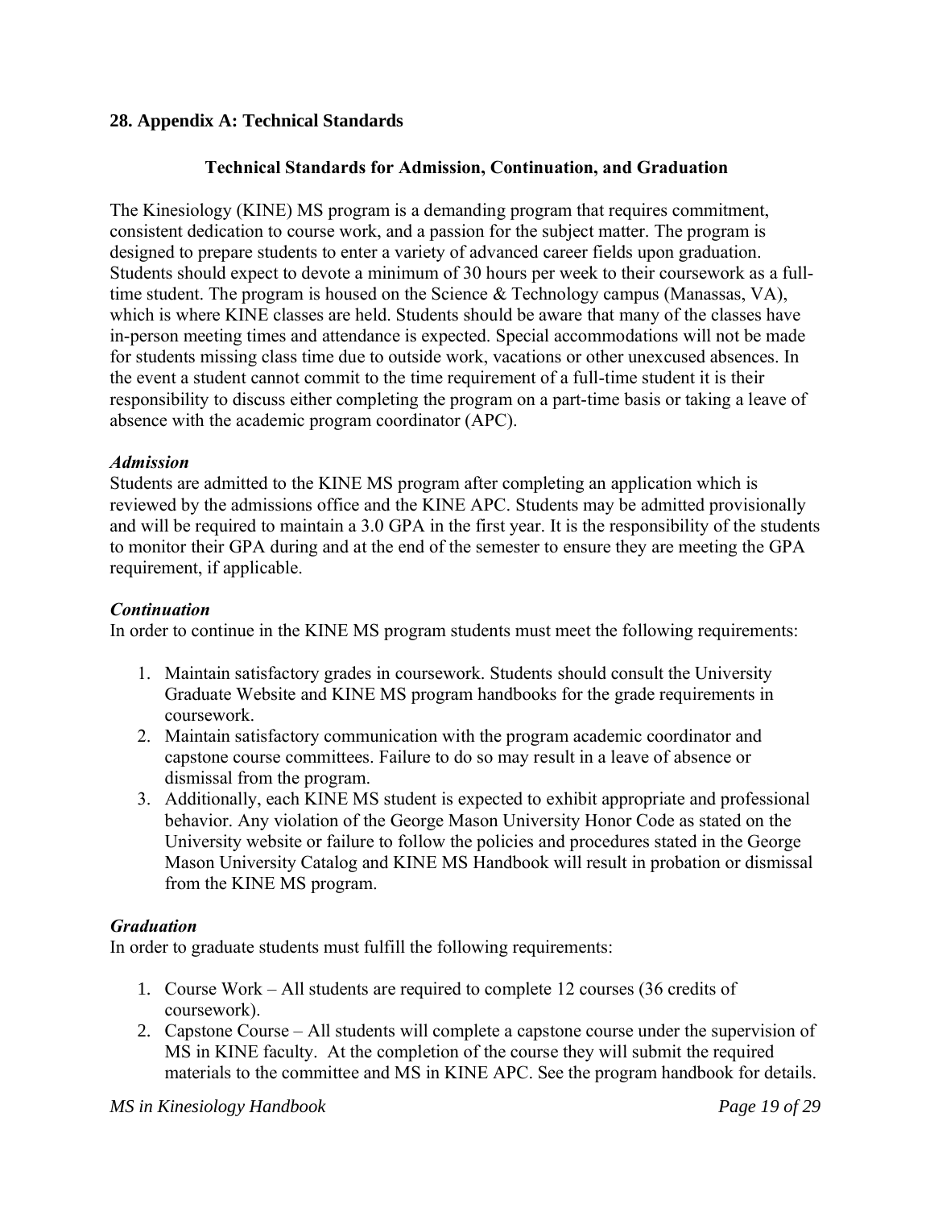## 28. Appendix A: Technical Standards

### Technical Standards for Admission, Continuation, and Graduation

The Kinesiology (KINE) MS program is a demanding program that requires commitment, consistent dedication to course work, and a passion for the subject matter. The program is designed to prepare students to enter a variety of advanced career fields upon graduation. Students should expect to devote a minimum of 30 hours per week to their coursework as a full-time student. The program is housed on the Science & Technology campus (Manassas, VA), which is where KINE classes are held. Students should be aware that many of the classes have in-person meeting times and attendance is expected. Special accommodations will not be made for students missing class time due to outside work, vacations or other unexcused absences. In the event a student cannot commit to the time requirement of a full-time student it is their responsibility to discuss either completing the program on a part-time basis or taking a leave of absence with the academic program coordinator (APC).

***Admission***

Students are admitted to the KINE MS program after completing an application which is reviewed by the admissions office and the KINE APC. Students may be admitted provisionally and will be required to maintain a 3.0 GPA in the first year. It is the responsibility of the students to monitor their GPA during and at the end of the semester to ensure they are meeting the GPA requirement, if applicable.

***Continuation***

In order to continue in the KINE MS program students must meet the following requirements:

1. Maintain satisfactory grades in coursework. Students should consult the University Graduate Website and KINE MS program handbooks for the grade requirements in coursework.
2. Maintain satisfactory communication with the program academic coordinator and capstone course committees. Failure to do so may result in a leave of absence or dismissal from the program.
3. Additionally, each KINE MS student is expected to exhibit appropriate and professional behavior. Any violation of the George Mason University Honor Code as stated on the University website or failure to follow the policies and procedures stated in the George Mason University Catalog and KINE MS Handbook will result in probation or dismissal from the KINE MS program.

***Graduation***

In order to graduate students must fulfill the following requirements:

1. Course Work – All students are required to complete 12 courses (36 credits of coursework).
2. Capstone Course – All students will complete a capstone course under the supervision of MS in KINE faculty. At the completion of the course they will submit the required materials to the committee and MS in KINE APC. See the program handbook for details.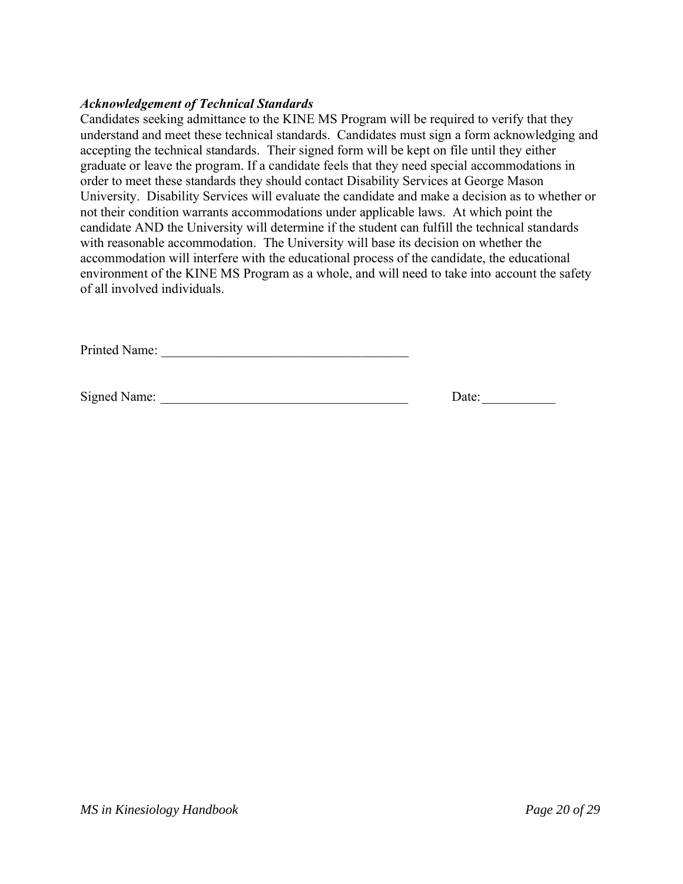***Acknowledgement of Technical Standards***

Candidates seeking admittance to the KINE MS Program will be required to verify that they understand and meet these technical standards. Candidates must sign a form acknowledging and accepting the technical standards. Their signed form will be kept on file until they either graduate or leave the program. If a candidate feels that they need special accommodations in order to meet these standards they should contact Disability Services at George Mason University. Disability Services will evaluate the candidate and make a decision as to whether or not their condition warrants accommodations under applicable laws. At which point the candidate AND the University will determine if the student can fulfill the technical standards with reasonable accommodation. The University will base its decision on whether the accommodation will interfere with the educational process of the candidate, the educational environment of the KINE MS Program as a whole, and will need to take into account the safety of all involved individuals.

Printed Name: ______________________________________

Signed Name: ______________________________________ Date:___________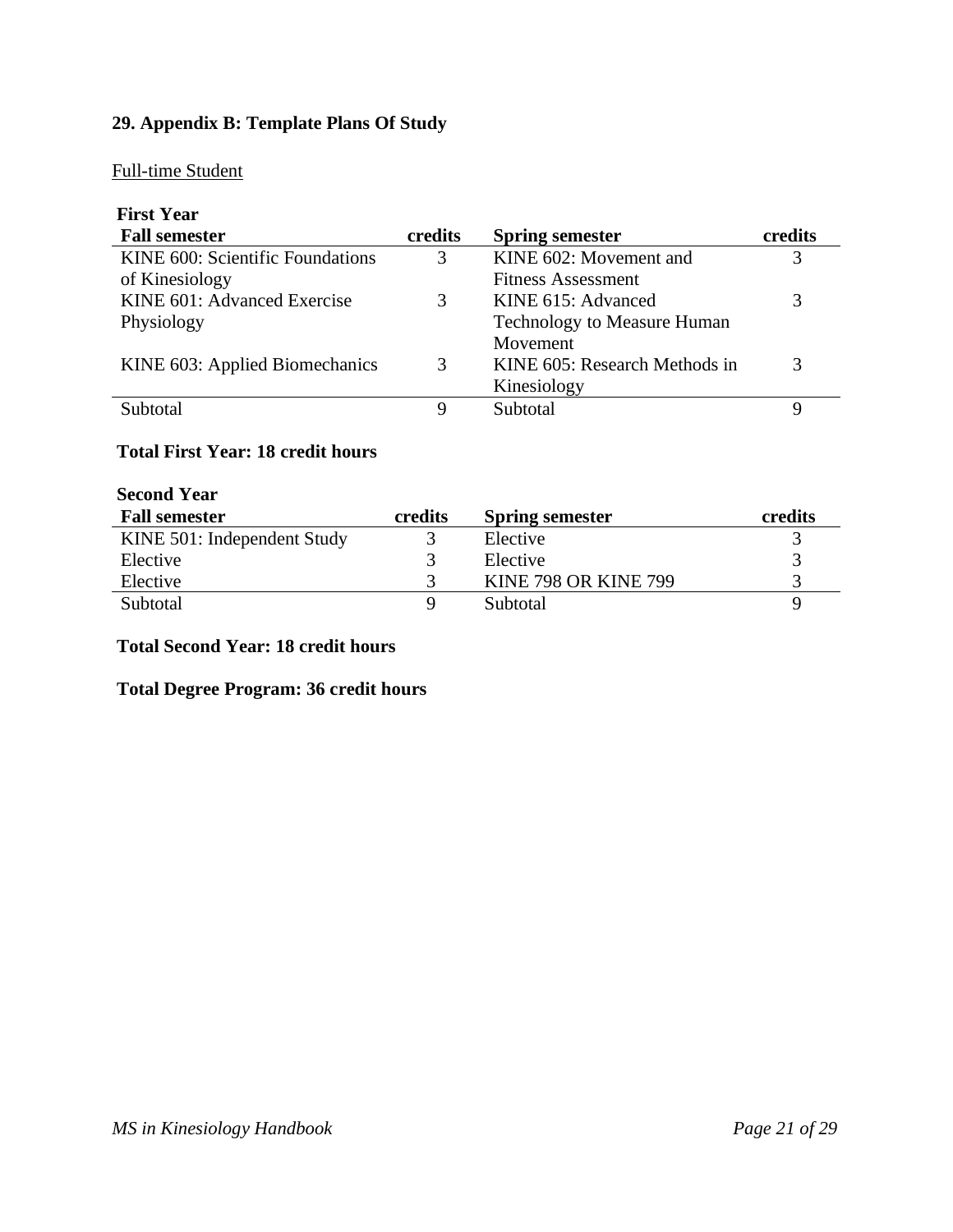## 29. Appendix B: Template Plans Of Study

Full-time Student

**First Year**

| **Fall semester** | **credits** | **Spring semester** | **credits** |
|---|---|---|---|
| KINE 600: Scientific Foundations of Kinesiology | 3 | KINE 602: Movement and Fitness Assessment | 3 |
| KINE 601: Advanced Exercise Physiology | 3 | KINE 615: Advanced Technology to Measure Human Movement | 3 |
| KINE 603: Applied Biomechanics | 3 | KINE 605: Research Methods in Kinesiology | 3 |
| Subtotal | 9 | Subtotal | 9 |

**Total First Year: 18 credit hours**

**Second Year**

| **Fall semester** | **credits** | **Spring semester** | **credits** |
|---|---|---|---|
| KINE 501: Independent Study | 3 | Elective | 3 |
| Elective | 3 | Elective | 3 |
| Elective | 3 | KINE 798 OR KINE 799 | 3 |
| Subtotal | 9 | Subtotal | 9 |

**Total Second Year: 18 credit hours**

**Total Degree Program: 36 credit hours**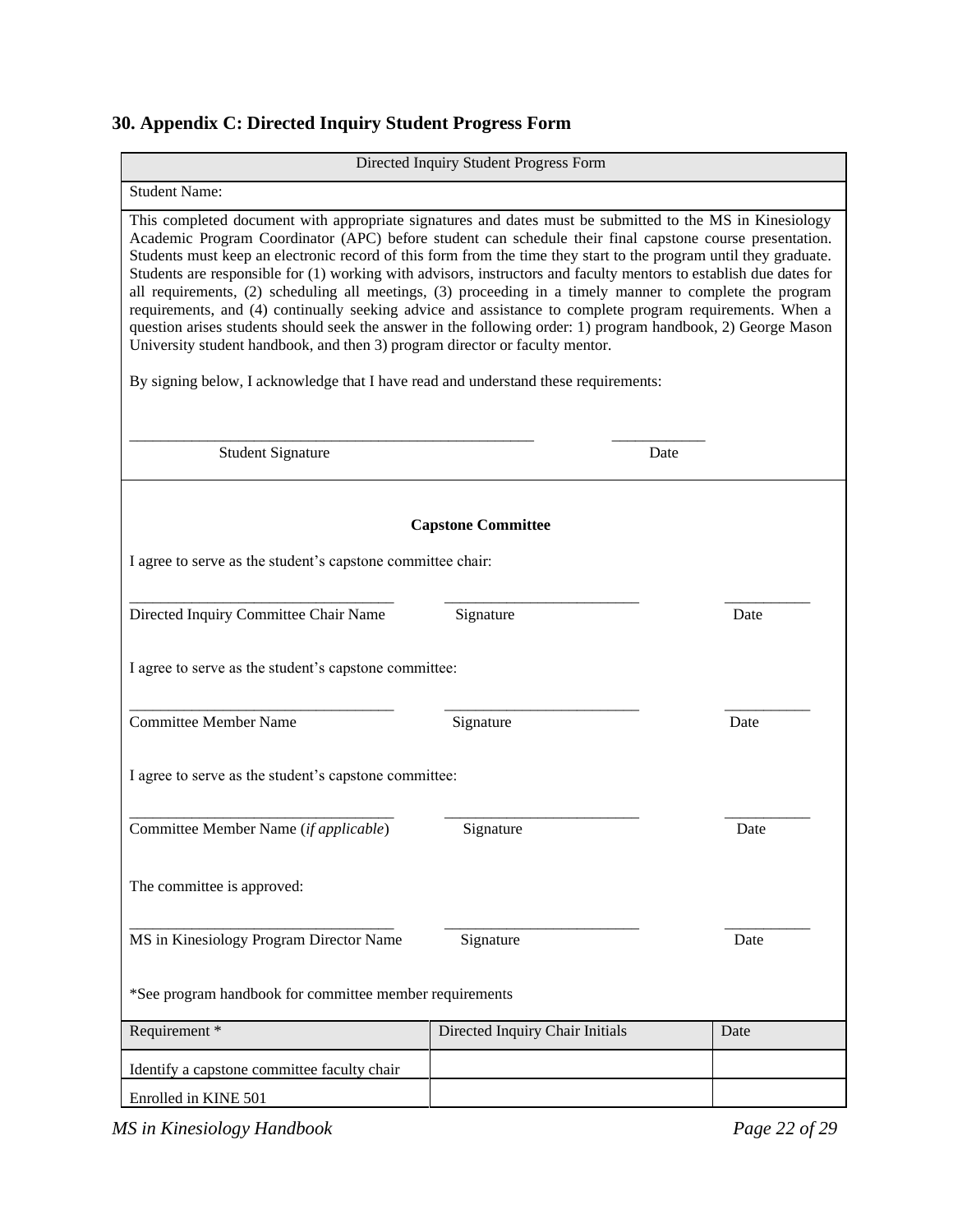## 30. Appendix C: Directed Inquiry Student Progress Form

| Directed Inquiry Student Progress Form |
|---|
| Student Name: |

This completed document with appropriate signatures and dates must be submitted to the MS in Kinesiology Academic Program Coordinator (APC) before student can schedule their final capstone course presentation. Students must keep an electronic record of this form from the time they start to the program until they graduate. Students are responsible for (1) working with advisors, instructors and faculty mentors to establish due dates for all requirements, (2) scheduling all meetings, (3) proceeding in a timely manner to complete the program requirements, and (4) continually seeking advice and assistance to complete program requirements. When a question arises students should seek the answer in the following order: 1) program handbook, 2) George Mason University student handbook, and then 3) program director or faculty mentor.

By signing below, I acknowledge that I have read and understand these requirements:

_____________________________________________________ ____________
Student Signature Date

**Capstone Committee**

I agree to serve as the student's capstone committee chair:

__________________________________ __________________________ ___________
Directed Inquiry Committee Chair Name Signature Date

I agree to serve as the student's capstone committee:

__________________________________ __________________________ ___________
Committee Member Name Signature Date

I agree to serve as the student's capstone committee:

__________________________________ __________________________ ___________
Committee Member Name (*if applicable*) Signature Date

The committee is approved:

__________________________________ __________________________ ___________
MS in Kinesiology Program Director Name Signature Date

*See program handbook for committee member requirements

| Requirement * | Directed Inquiry Chair Initials | Date |
|---|---|---|
| Identify a capstone committee faculty chair | | |
| Enrolled in KINE 501 | | |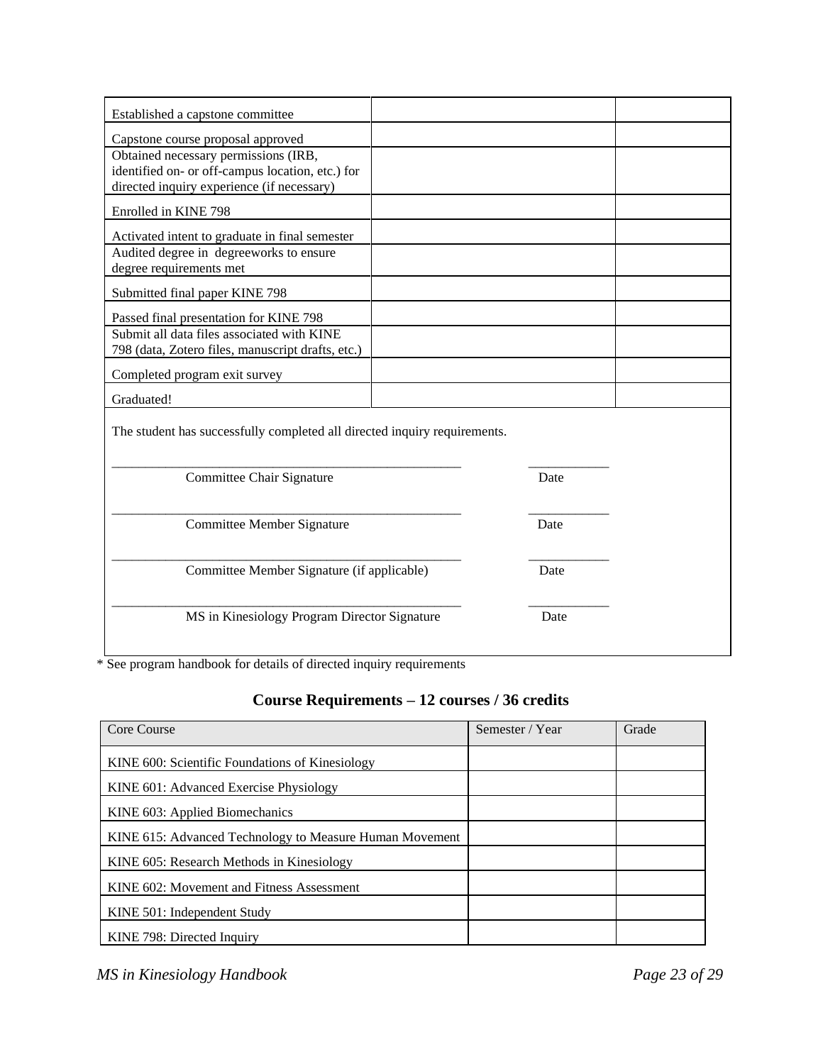| | | |
|---|---|---|
| Established a capstone committee | | |
| Capstone course proposal approved | | |
| Obtained necessary permissions (IRB, identified on- or off-campus location, etc.) for directed inquiry experience (if necessary) | | |
| Enrolled in KINE 798 | | |
| Activated intent to graduate in final semester | | |
| Audited degree in degreeworks to ensure degree requirements met | | |
| Submitted final paper KINE 798 | | |
| Passed final presentation for KINE 798 | | |
| Submit all data files associated with KINE 798 (data, Zotero files, manuscript drafts, etc.) | | |
| Completed program exit survey | | |
| Graduated! | | |

The student has successfully completed all directed inquiry requirements.

_____________________________________________________ ____________
Committee Chair Signature Date

_____________________________________________________ ____________
Committee Member Signature Date

_____________________________________________________ ____________
Committee Member Signature (if applicable) Date

_____________________________________________________ ____________
MS in Kinesiology Program Director Signature Date

* See program handbook for details of directed inquiry requirements

## Course Requirements – 12 courses / 36 credits

| Core Course | Semester / Year | Grade |
|---|---|---|
| KINE 600: Scientific Foundations of Kinesiology | | |
| KINE 601: Advanced Exercise Physiology | | |
| KINE 603: Applied Biomechanics | | |
| KINE 615: Advanced Technology to Measure Human Movement | | |
| KINE 605: Research Methods in Kinesiology | | |
| KINE 602: Movement and Fitness Assessment | | |
| KINE 501: Independent Study | | |
| KINE 798: Directed Inquiry | | |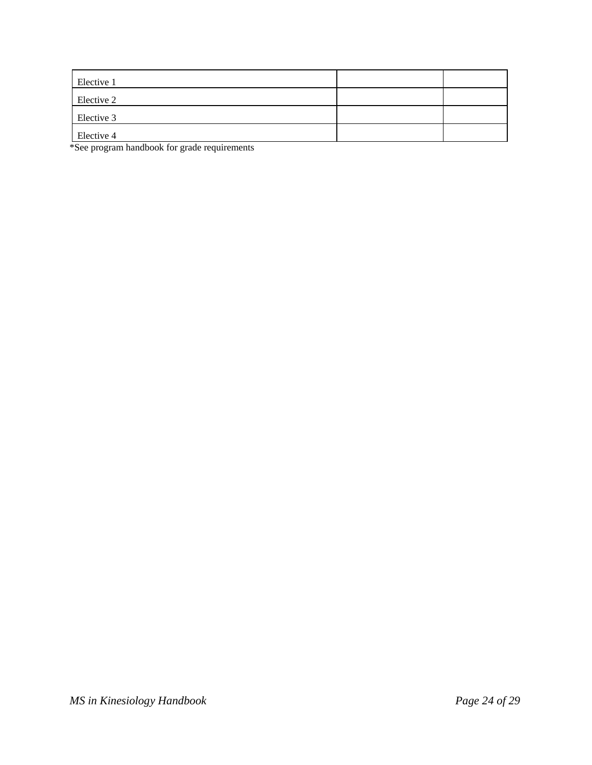| | | |
|---|---|---|
| Elective 1 | | |
| Elective 2 | | |
| Elective 3 | | |
| Elective 4 | | |

*See program handbook for grade requirements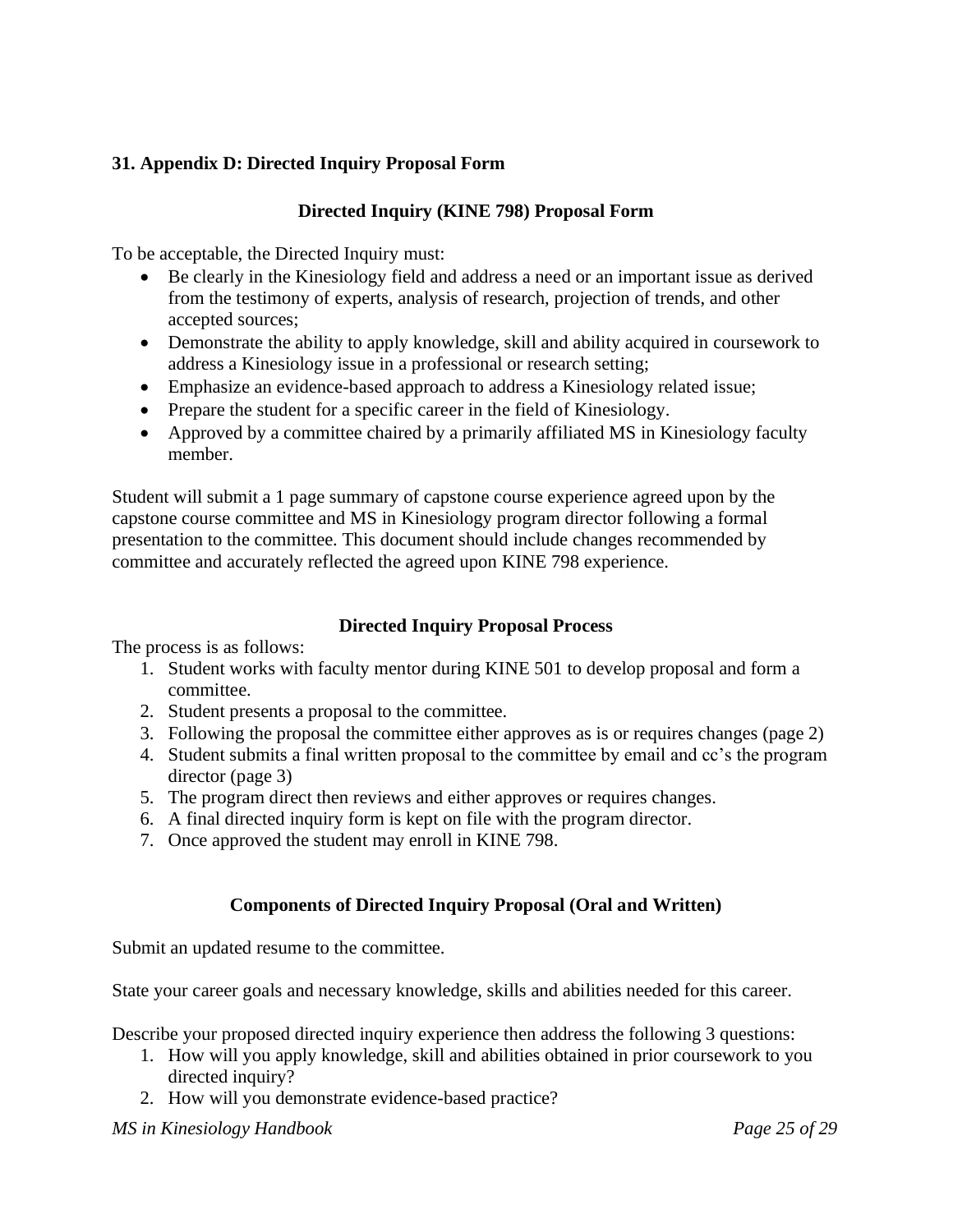## 31. Appendix D: Directed Inquiry Proposal Form

### Directed Inquiry (KINE 798) Proposal Form

To be acceptable, the Directed Inquiry must:

- Be clearly in the Kinesiology field and address a need or an important issue as derived from the testimony of experts, analysis of research, projection of trends, and other accepted sources;
- Demonstrate the ability to apply knowledge, skill and ability acquired in coursework to address a Kinesiology issue in a professional or research setting;
- Emphasize an evidence-based approach to address a Kinesiology related issue;
- Prepare the student for a specific career in the field of Kinesiology.
- Approved by a committee chaired by a primarily affiliated MS in Kinesiology faculty member.

Student will submit a 1 page summary of capstone course experience agreed upon by the capstone course committee and MS in Kinesiology program director following a formal presentation to the committee. This document should include changes recommended by committee and accurately reflected the agreed upon KINE 798 experience.

### Directed Inquiry Proposal Process

The process is as follows:

1. Student works with faculty mentor during KINE 501 to develop proposal and form a committee.
2. Student presents a proposal to the committee.
3. Following the proposal the committee either approves as is or requires changes (page 2)
4. Student submits a final written proposal to the committee by email and cc's the program director (page 3)
5. The program direct then reviews and either approves or requires changes.
6. A final directed inquiry form is kept on file with the program director.
7. Once approved the student may enroll in KINE 798.

### Components of Directed Inquiry Proposal (Oral and Written)

Submit an updated resume to the committee.

State your career goals and necessary knowledge, skills and abilities needed for this career.

Describe your proposed directed inquiry experience then address the following 3 questions:

1. How will you apply knowledge, skill and abilities obtained in prior coursework to you directed inquiry?
2. How will you demonstrate evidence-based practice?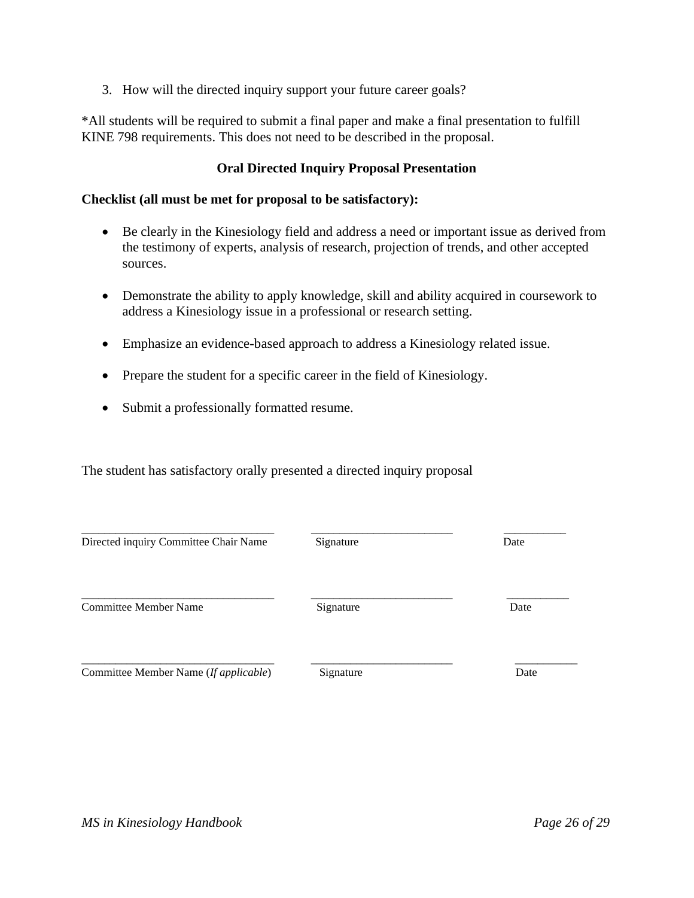3. How will the directed inquiry support your future career goals?

*All students will be required to submit a final paper and make a final presentation to fulfill KINE 798 requirements. This does not need to be described in the proposal.

### Oral Directed Inquiry Proposal Presentation

**Checklist (all must be met for proposal to be satisfactory):**

- Be clearly in the Kinesiology field and address a need or important issue as derived from the testimony of experts, analysis of research, projection of trends, and other accepted sources.
- Demonstrate the ability to apply knowledge, skill and ability acquired in coursework to address a Kinesiology issue in a professional or research setting.
- Emphasize an evidence-based approach to address a Kinesiology related issue.
- Prepare the student for a specific career in the field of Kinesiology.
- Submit a professionally formatted resume.

The student has satisfactory orally presented a directed inquiry proposal

_______________________________ _______________________ __________
Directed inquiry Committee Chair Name Signature Date

_______________________________ _______________________ __________
Committee Member Name Signature Date

_______________________________ _______________________ __________
Committee Member Name (*If applicable*) Signature Date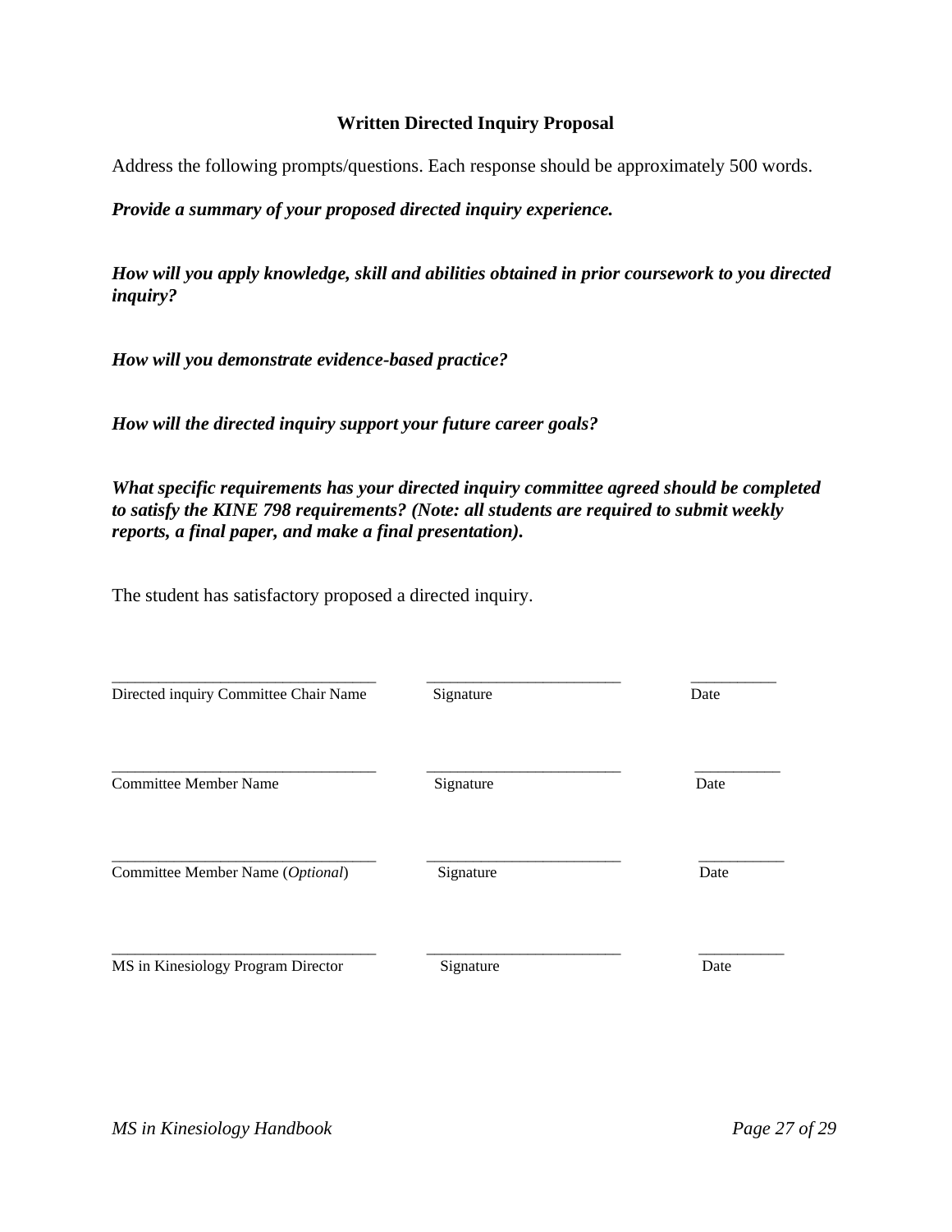**Written Directed Inquiry Proposal**

Address the following prompts/questions. Each response should be approximately 500 words.

***Provide a summary of your proposed directed inquiry experience.***

***How will you apply knowledge, skill and abilities obtained in prior coursework to you directed inquiry?***

***How will you demonstrate evidence-based practice?***

***How will the directed inquiry support your future career goals?***

***What specific requirements has your directed inquiry committee agreed should be completed to satisfy the KINE 798 requirements? (Note: all students are required to submit weekly reports, a final paper, and make a final presentation).***

The student has satisfactory proposed a directed inquiry.

| | | |
|---|---|---|
| _________________________________ | ________________________ | ___________ |
| Directed inquiry Committee Chair Name | Signature | Date |
| _________________________________ | ________________________ | ___________ |
| Committee Member Name | Signature | Date |
| _________________________________ | ________________________ | ___________ |
| Committee Member Name (*Optional*) | Signature | Date |
| _________________________________ | ________________________ | ___________ |
| MS in Kinesiology Program Director | Signature | Date |